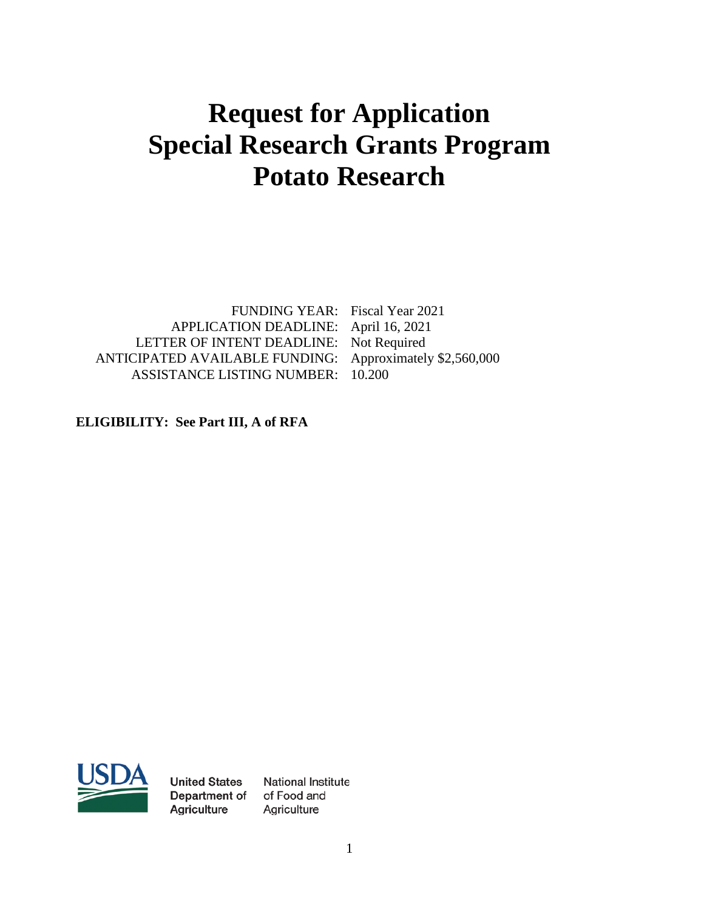# Request for Application
# Special Research Grants Program
# Potato Research

| | |
|---|---|
| FUNDING YEAR: | Fiscal Year 2021 |
| APPLICATION DEADLINE: | April 16, 2021 |
| LETTER OF INTENT DEADLINE: | Not Required |
| ANTICIPATED AVAILABLE FUNDING: | Approximately $2,560,000 |
| ASSISTANCE LISTING NUMBER: | 10.200 |

**ELIGIBILITY: See Part III, A of RFA**

USDA

United States Department of Agriculture

National Institute of Food and Agriculture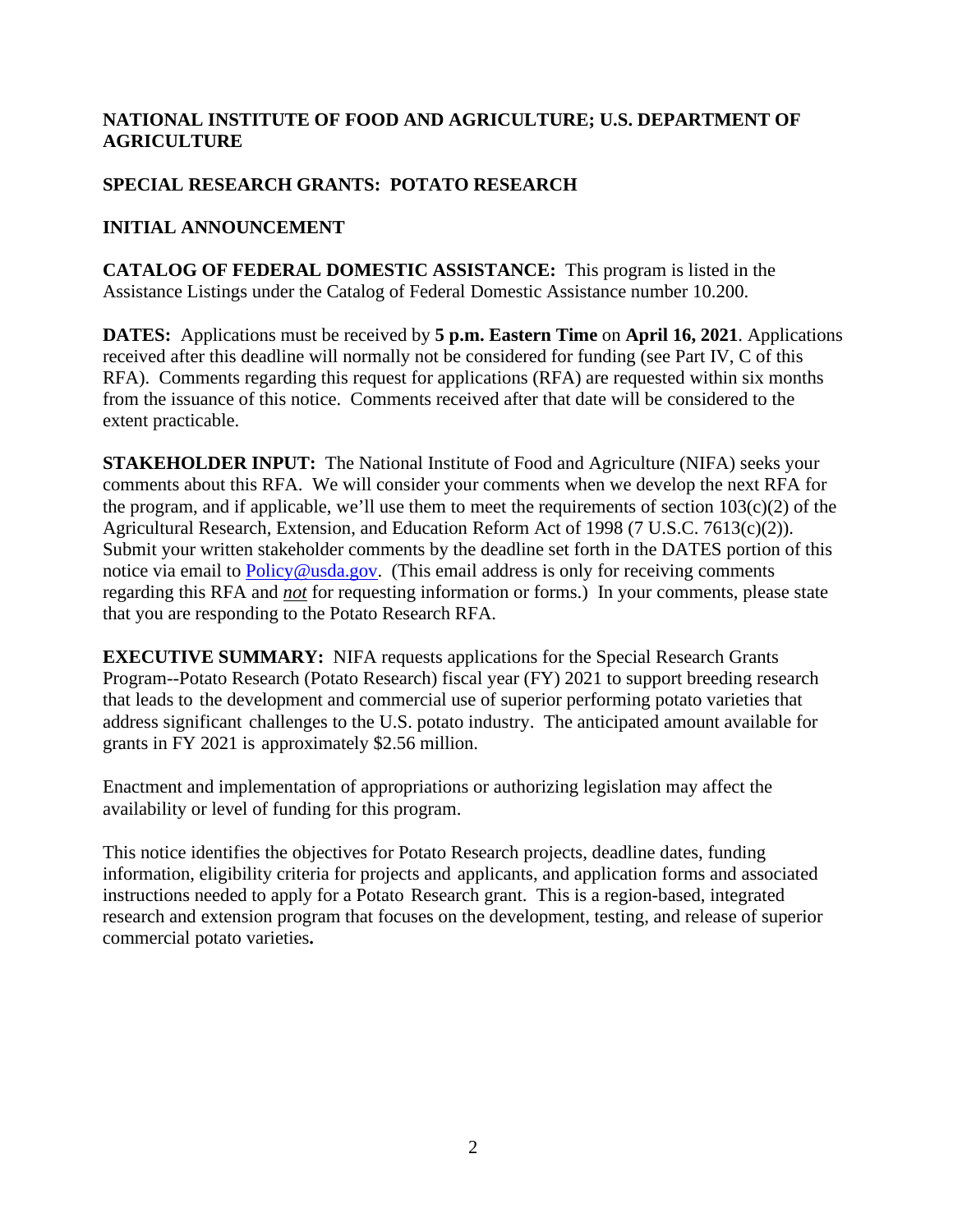**NATIONAL INSTITUTE OF FOOD AND AGRICULTURE; U.S. DEPARTMENT OF AGRICULTURE**

**SPECIAL RESEARCH GRANTS: POTATO RESEARCH**

**INITIAL ANNOUNCEMENT**

**CATALOG OF FEDERAL DOMESTIC ASSISTANCE:** This program is listed in the Assistance Listings under the Catalog of Federal Domestic Assistance number 10.200.

**DATES:** Applications must be received by **5 p.m. Eastern Time** on **April 16, 2021**. Applications received after this deadline will normally not be considered for funding (see Part IV, C of this RFA). Comments regarding this request for applications (RFA) are requested within six months from the issuance of this notice. Comments received after that date will be considered to the extent practicable.

**STAKEHOLDER INPUT:** The National Institute of Food and Agriculture (NIFA) seeks your comments about this RFA. We will consider your comments when we develop the next RFA for the program, and if applicable, we'll use them to meet the requirements of section 103(c)(2) of the Agricultural Research, Extension, and Education Reform Act of 1998 (7 U.S.C. 7613(c)(2)). Submit your written stakeholder comments by the deadline set forth in the DATES portion of this notice via email to [Policy@usda.gov](mailto:Policy@usda.gov). (This email address is only for receiving comments regarding this RFA and ***not*** for requesting information or forms.) In your comments, please state that you are responding to the Potato Research RFA.

**EXECUTIVE SUMMARY:** NIFA requests applications for the Special Research Grants Program--Potato Research (Potato Research) fiscal year (FY) 2021 to support breeding research that leads to the development and commercial use of superior performing potato varieties that address significant challenges to the U.S. potato industry. The anticipated amount available for grants in FY 2021 is approximately $2.56 million.

Enactment and implementation of appropriations or authorizing legislation may affect the availability or level of funding for this program.

This notice identifies the objectives for Potato Research projects, deadline dates, funding information, eligibility criteria for projects and applicants, and application forms and associated instructions needed to apply for a Potato Research grant. This is a region-based, integrated research and extension program that focuses on the development, testing, and release of superior commercial potato varieties**.**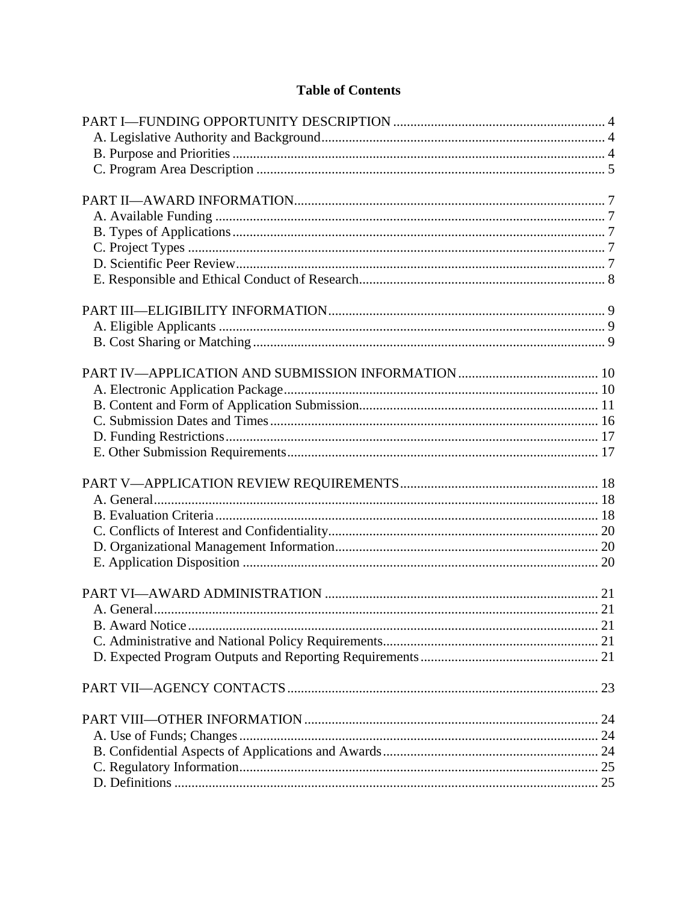# Table of Contents

PART I—FUNDING OPPORTUNITY DESCRIPTION .......... 4
- A. Legislative Authority and Background .......... 4
- B. Purpose and Priorities .......... 4
- C. Program Area Description .......... 5

PART II—AWARD INFORMATION .......... 7
- A. Available Funding .......... 7
- B. Types of Applications .......... 7
- C. Project Types .......... 7
- D. Scientific Peer Review .......... 7
- E. Responsible and Ethical Conduct of Research .......... 8

PART III—ELIGIBILITY INFORMATION .......... 9
- A. Eligible Applicants .......... 9
- B. Cost Sharing or Matching .......... 9

PART IV—APPLICATION AND SUBMISSION INFORMATION .......... 10
- A. Electronic Application Package .......... 10
- B. Content and Form of Application Submission .......... 11
- C. Submission Dates and Times .......... 16
- D. Funding Restrictions .......... 17
- E. Other Submission Requirements .......... 17

PART V—APPLICATION REVIEW REQUIREMENTS .......... 18
- A. General .......... 18
- B. Evaluation Criteria .......... 18
- C. Conflicts of Interest and Confidentiality .......... 20
- D. Organizational Management Information .......... 20
- E. Application Disposition .......... 20

PART VI—AWARD ADMINISTRATION .......... 21
- A. General .......... 21
- B. Award Notice .......... 21
- C. Administrative and National Policy Requirements .......... 21
- D. Expected Program Outputs and Reporting Requirements .......... 21

PART VII—AGENCY CONTACTS .......... 23

PART VIII—OTHER INFORMATION .......... 24
- A. Use of Funds; Changes .......... 24
- B. Confidential Aspects of Applications and Awards .......... 24
- C. Regulatory Information .......... 25
- D. Definitions .......... 25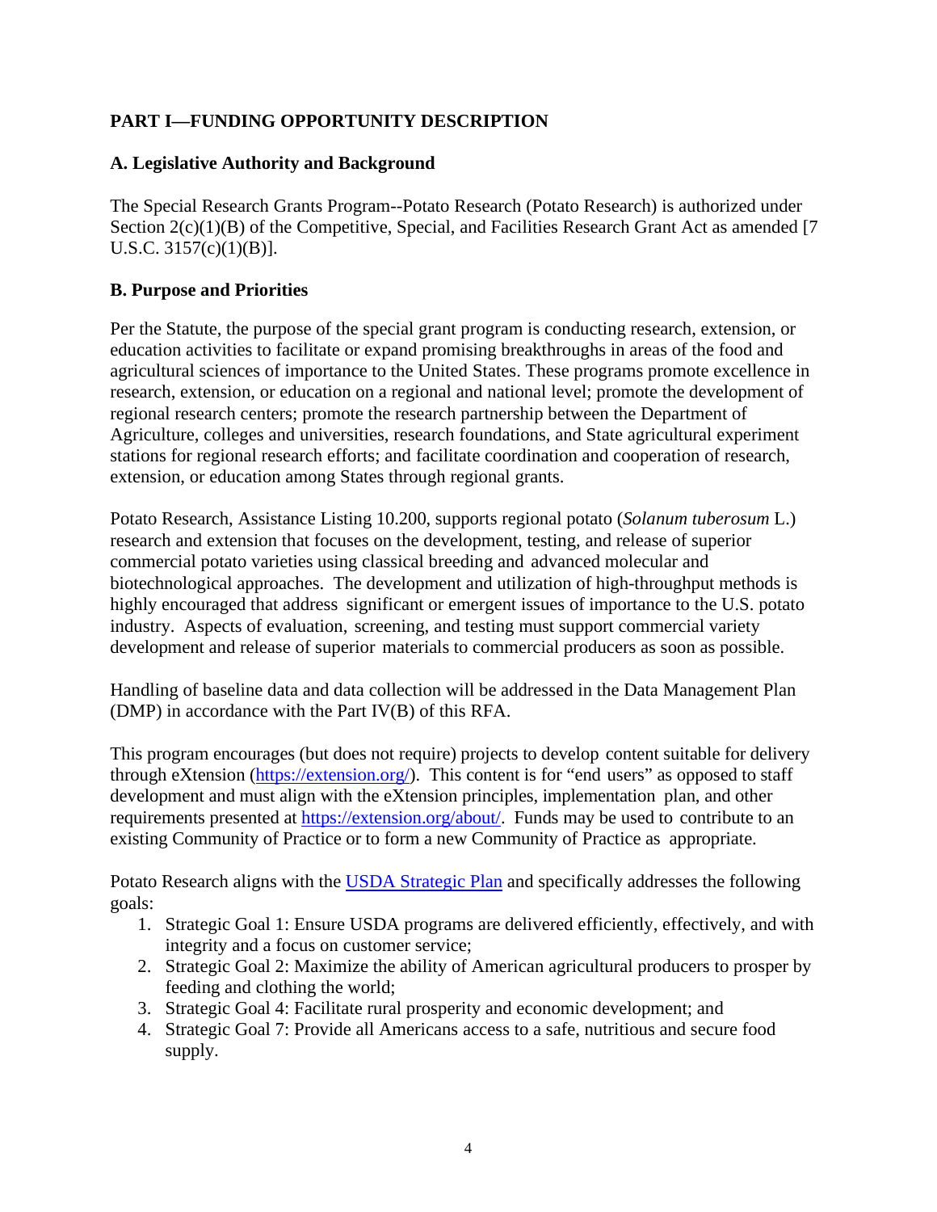## PART I—FUNDING OPPORTUNITY DESCRIPTION

### A. Legislative Authority and Background

The Special Research Grants Program--Potato Research (Potato Research) is authorized under Section 2(c)(1)(B) of the Competitive, Special, and Facilities Research Grant Act as amended [7 U.S.C. 3157(c)(1)(B)].

### B. Purpose and Priorities

Per the Statute, the purpose of the special grant program is conducting research, extension, or education activities to facilitate or expand promising breakthroughs in areas of the food and agricultural sciences of importance to the United States. These programs promote excellence in research, extension, or education on a regional and national level; promote the development of regional research centers; promote the research partnership between the Department of Agriculture, colleges and universities, research foundations, and State agricultural experiment stations for regional research efforts; and facilitate coordination and cooperation of research, extension, or education among States through regional grants.

Potato Research, Assistance Listing 10.200, supports regional potato (*Solanum tuberosum* L.) research and extension that focuses on the development, testing, and release of superior commercial potato varieties using classical breeding and advanced molecular and biotechnological approaches. The development and utilization of high-throughput methods is highly encouraged that address significant or emergent issues of importance to the U.S. potato industry. Aspects of evaluation, screening, and testing must support commercial variety development and release of superior materials to commercial producers as soon as possible.

Handling of baseline data and data collection will be addressed in the Data Management Plan (DMP) in accordance with the Part IV(B) of this RFA.

This program encourages (but does not require) projects to develop content suitable for delivery through eXtension (https://extension.org/). This content is for "end users" as opposed to staff development and must align with the eXtension principles, implementation plan, and other requirements presented at https://extension.org/about/. Funds may be used to contribute to an existing Community of Practice or to form a new Community of Practice as appropriate.

Potato Research aligns with the USDA Strategic Plan and specifically addresses the following goals:

1. Strategic Goal 1: Ensure USDA programs are delivered efficiently, effectively, and with integrity and a focus on customer service;
2. Strategic Goal 2: Maximize the ability of American agricultural producers to prosper by feeding and clothing the world;
3. Strategic Goal 4: Facilitate rural prosperity and economic development; and
4. Strategic Goal 7: Provide all Americans access to a safe, nutritious and secure food supply.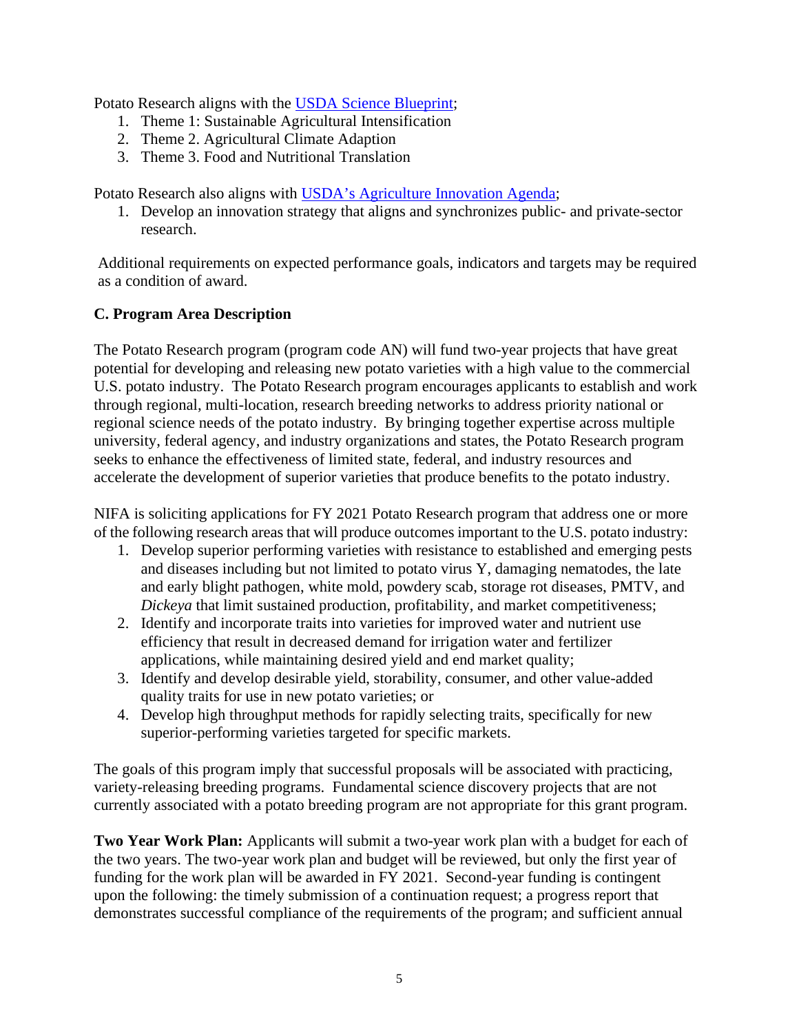Potato Research aligns with the [USDA Science Blueprint](USDA Science Blueprint);

1. Theme 1: Sustainable Agricultural Intensification
2. Theme 2. Agricultural Climate Adaption
3. Theme 3. Food and Nutritional Translation

Potato Research also aligns with [USDA's Agriculture Innovation Agenda](USDA's Agriculture Innovation Agenda);

1. Develop an innovation strategy that aligns and synchronizes public- and private-sector research.

Additional requirements on expected performance goals, indicators and targets may be required as a condition of award.

### C. Program Area Description

The Potato Research program (program code AN) will fund two-year projects that have great potential for developing and releasing new potato varieties with a high value to the commercial U.S. potato industry. The Potato Research program encourages applicants to establish and work through regional, multi-location, research breeding networks to address priority national or regional science needs of the potato industry. By bringing together expertise across multiple university, federal agency, and industry organizations and states, the Potato Research program seeks to enhance the effectiveness of limited state, federal, and industry resources and accelerate the development of superior varieties that produce benefits to the potato industry.

NIFA is soliciting applications for FY 2021 Potato Research program that address one or more of the following research areas that will produce outcomes important to the U.S. potato industry:

1. Develop superior performing varieties with resistance to established and emerging pests and diseases including but not limited to potato virus Y, damaging nematodes, the late and early blight pathogen, white mold, powdery scab, storage rot diseases, PMTV, and *Dickeya* that limit sustained production, profitability, and market competitiveness;
2. Identify and incorporate traits into varieties for improved water and nutrient use efficiency that result in decreased demand for irrigation water and fertilizer applications, while maintaining desired yield and end market quality;
3. Identify and develop desirable yield, storability, consumer, and other value-added quality traits for use in new potato varieties; or
4. Develop high throughput methods for rapidly selecting traits, specifically for new superior-performing varieties targeted for specific markets.

The goals of this program imply that successful proposals will be associated with practicing, variety-releasing breeding programs. Fundamental science discovery projects that are not currently associated with a potato breeding program are not appropriate for this grant program.

**Two Year Work Plan:** Applicants will submit a two-year work plan with a budget for each of the two years. The two-year work plan and budget will be reviewed, but only the first year of funding for the work plan will be awarded in FY 2021. Second-year funding is contingent upon the following: the timely submission of a continuation request; a progress report that demonstrates successful compliance of the requirements of the program; and sufficient annual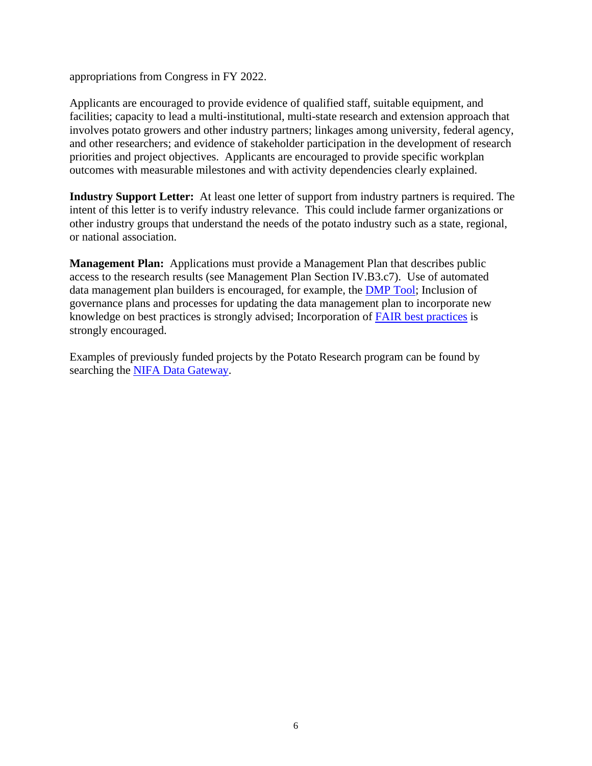appropriations from Congress in FY 2022.

Applicants are encouraged to provide evidence of qualified staff, suitable equipment, and facilities; capacity to lead a multi-institutional, multi-state research and extension approach that involves potato growers and other industry partners; linkages among university, federal agency, and other researchers; and evidence of stakeholder participation in the development of research priorities and project objectives. Applicants are encouraged to provide specific workplan outcomes with measurable milestones and with activity dependencies clearly explained.

**Industry Support Letter:** At least one letter of support from industry partners is required. The intent of this letter is to verify industry relevance. This could include farmer organizations or other industry groups that understand the needs of the potato industry such as a state, regional, or national association.

**Management Plan:** Applications must provide a Management Plan that describes public access to the research results (see Management Plan Section IV.B3.c7). Use of automated data management plan builders is encouraged, for example, the DMP Tool; Inclusion of governance plans and processes for updating the data management plan to incorporate new knowledge on best practices is strongly advised; Incorporation of FAIR best practices is strongly encouraged.

Examples of previously funded projects by the Potato Research program can be found by searching the NIFA Data Gateway.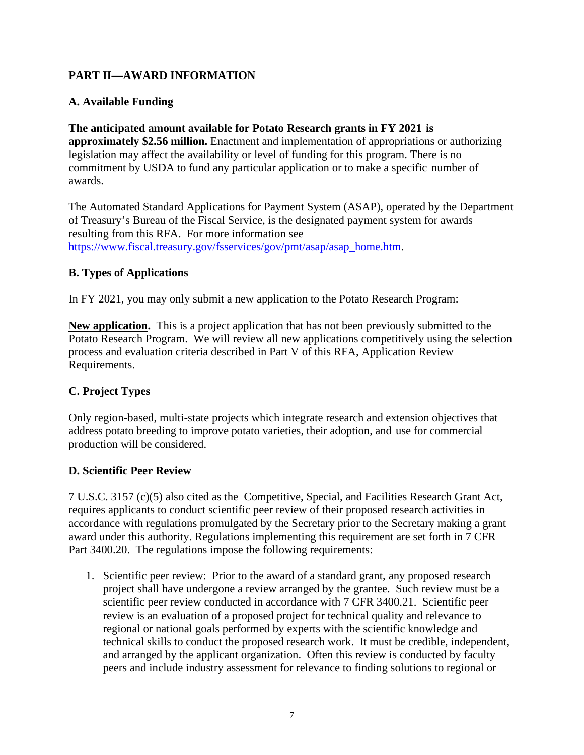## PART II—AWARD INFORMATION

### A. Available Funding

**The anticipated amount available for Potato Research grants in FY 2021 is approximately $2.56 million.** Enactment and implementation of appropriations or authorizing legislation may affect the availability or level of funding for this program. There is no commitment by USDA to fund any particular application or to make a specific number of awards.

The Automated Standard Applications for Payment System (ASAP), operated by the Department of Treasury's Bureau of the Fiscal Service, is the designated payment system for awards resulting from this RFA. For more information see [https://www.fiscal.treasury.gov/fsservices/gov/pmt/asap/asap_home.htm](https://www.fiscal.treasury.gov/fsservices/gov/pmt/asap/asap_home.htm).

### B. Types of Applications

In FY 2021, you may only submit a new application to the Potato Research Program:

**New application.** This is a project application that has not been previously submitted to the Potato Research Program. We will review all new applications competitively using the selection process and evaluation criteria described in Part V of this RFA, Application Review Requirements.

### C. Project Types

Only region-based, multi-state projects which integrate research and extension objectives that address potato breeding to improve potato varieties, their adoption, and use for commercial production will be considered.

### D. Scientific Peer Review

7 U.S.C. 3157 (c)(5) also cited as the Competitive, Special, and Facilities Research Grant Act, requires applicants to conduct scientific peer review of their proposed research activities in accordance with regulations promulgated by the Secretary prior to the Secretary making a grant award under this authority. Regulations implementing this requirement are set forth in 7 CFR Part 3400.20. The regulations impose the following requirements:

1. Scientific peer review: Prior to the award of a standard grant, any proposed research project shall have undergone a review arranged by the grantee. Such review must be a scientific peer review conducted in accordance with 7 CFR 3400.21. Scientific peer review is an evaluation of a proposed project for technical quality and relevance to regional or national goals performed by experts with the scientific knowledge and technical skills to conduct the proposed research work. It must be credible, independent, and arranged by the applicant organization. Often this review is conducted by faculty peers and include industry assessment for relevance to finding solutions to regional or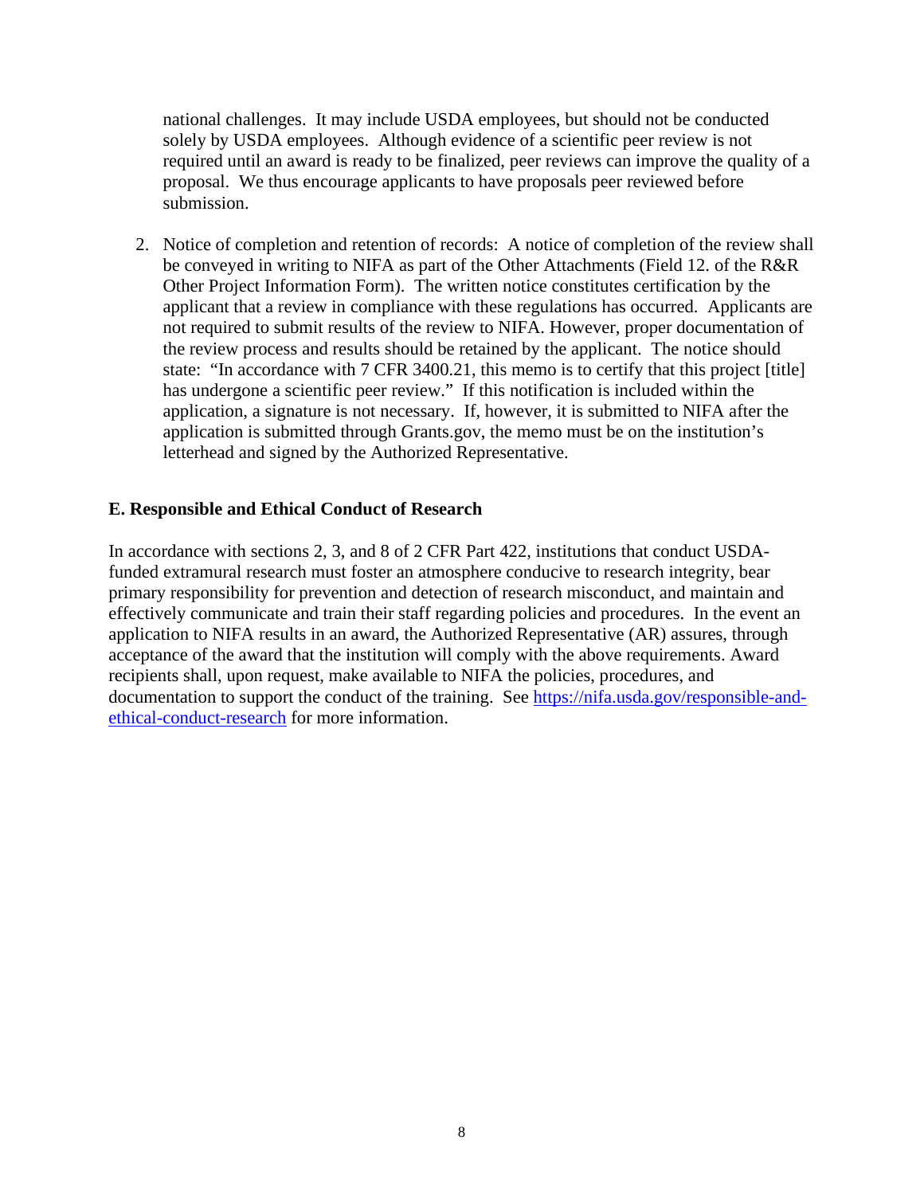national challenges. It may include USDA employees, but should not be conducted solely by USDA employees. Although evidence of a scientific peer review is not required until an award is ready to be finalized, peer reviews can improve the quality of a proposal. We thus encourage applicants to have proposals peer reviewed before submission.

2. Notice of completion and retention of records: A notice of completion of the review shall be conveyed in writing to NIFA as part of the Other Attachments (Field 12. of the R&R Other Project Information Form). The written notice constitutes certification by the applicant that a review in compliance with these regulations has occurred. Applicants are not required to submit results of the review to NIFA. However, proper documentation of the review process and results should be retained by the applicant. The notice should state: "In accordance with 7 CFR 3400.21, this memo is to certify that this project [title] has undergone a scientific peer review." If this notification is included within the application, a signature is not necessary. If, however, it is submitted to NIFA after the application is submitted through Grants.gov, the memo must be on the institution's letterhead and signed by the Authorized Representative.

### E. Responsible and Ethical Conduct of Research

In accordance with sections 2, 3, and 8 of 2 CFR Part 422, institutions that conduct USDA-funded extramural research must foster an atmosphere conducive to research integrity, bear primary responsibility for prevention and detection of research misconduct, and maintain and effectively communicate and train their staff regarding policies and procedures. In the event an application to NIFA results in an award, the Authorized Representative (AR) assures, through acceptance of the award that the institution will comply with the above requirements. Award recipients shall, upon request, make available to NIFA the policies, procedures, and documentation to support the conduct of the training. See [https://nifa.usda.gov/responsible-and-ethical-conduct-research](https://nifa.usda.gov/responsible-and-ethical-conduct-research) for more information.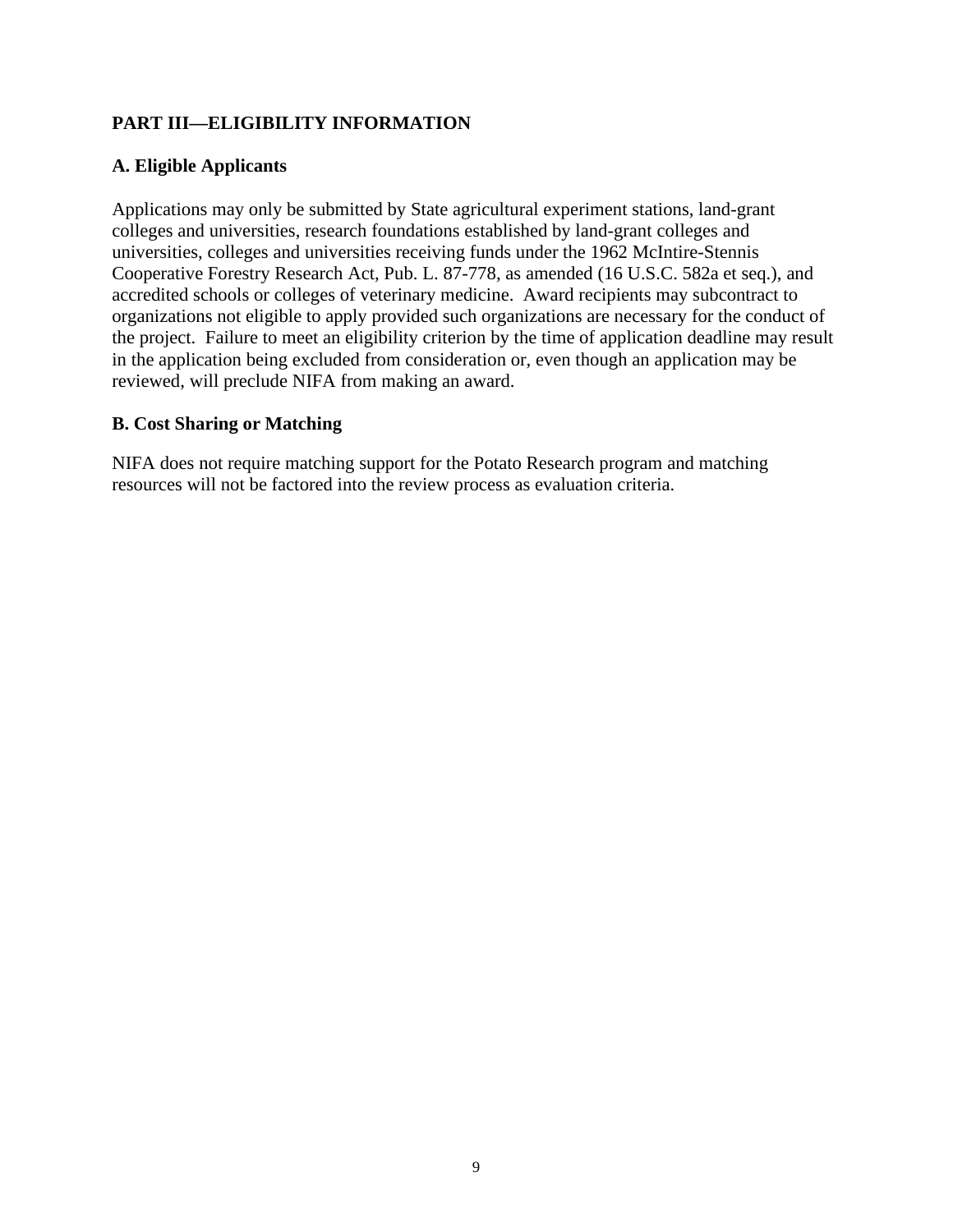## PART III—ELIGIBILITY INFORMATION

### A. Eligible Applicants

Applications may only be submitted by State agricultural experiment stations, land-grant colleges and universities, research foundations established by land-grant colleges and universities, colleges and universities receiving funds under the 1962 McIntire-Stennis Cooperative Forestry Research Act, Pub. L. 87-778, as amended (16 U.S.C. 582a et seq.), and accredited schools or colleges of veterinary medicine. Award recipients may subcontract to organizations not eligible to apply provided such organizations are necessary for the conduct of the project. Failure to meet an eligibility criterion by the time of application deadline may result in the application being excluded from consideration or, even though an application may be reviewed, will preclude NIFA from making an award.

### B. Cost Sharing or Matching

NIFA does not require matching support for the Potato Research program and matching resources will not be factored into the review process as evaluation criteria.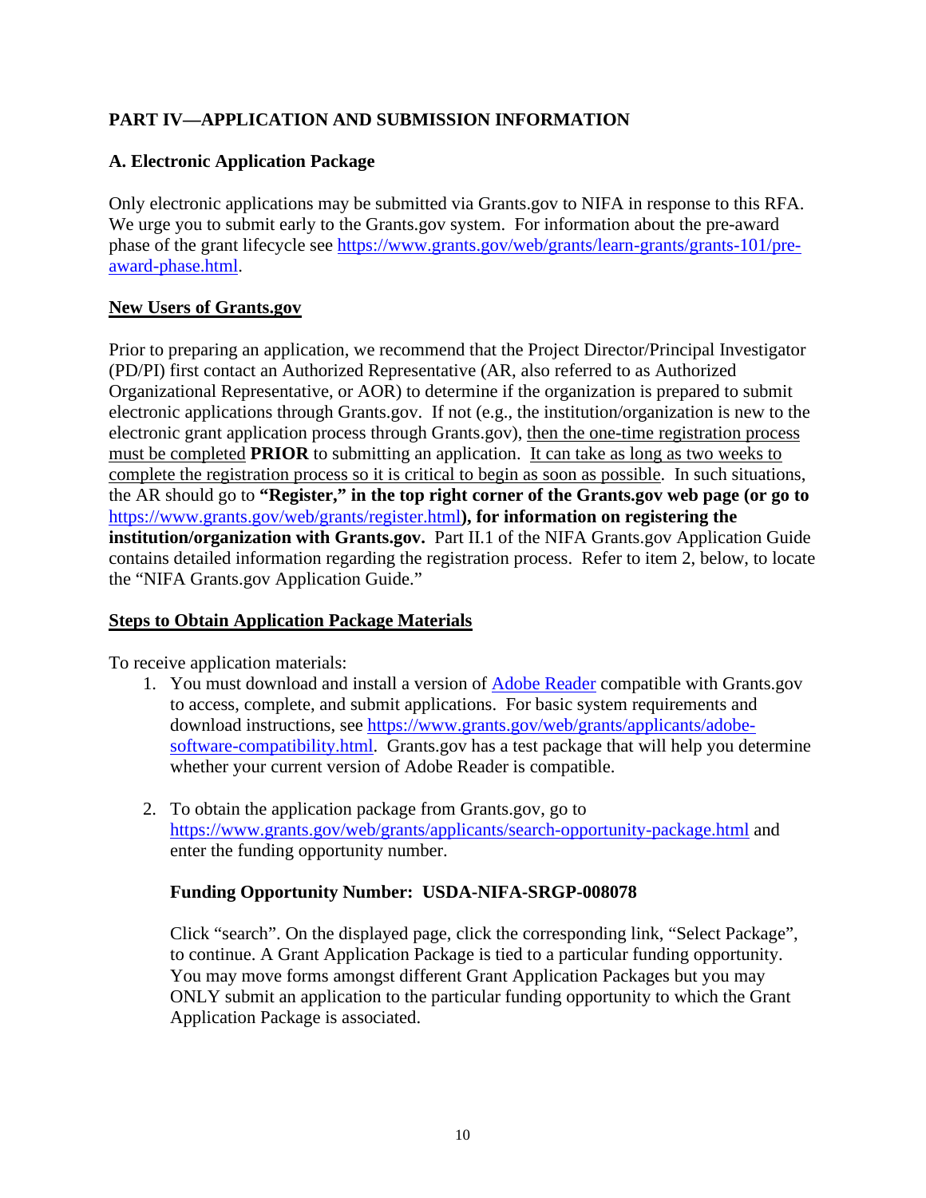## PART IV—APPLICATION AND SUBMISSION INFORMATION

### A. Electronic Application Package

Only electronic applications may be submitted via Grants.gov to NIFA in response to this RFA. We urge you to submit early to the Grants.gov system. For information about the pre-award phase of the grant lifecycle see [https://www.grants.gov/web/grants/learn-grants/grants-101/pre-award-phase.html](https://www.grants.gov/web/grants/learn-grants/grants-101/pre-award-phase.html).

**New Users of Grants.gov**

Prior to preparing an application, we recommend that the Project Director/Principal Investigator (PD/PI) first contact an Authorized Representative (AR, also referred to as Authorized Organizational Representative, or AOR) to determine if the organization is prepared to submit electronic applications through Grants.gov. If not (e.g., the institution/organization is new to the electronic grant application process through Grants.gov), then the one-time registration process must be completed **PRIOR** to submitting an application. It can take as long as two weeks to complete the registration process so it is critical to begin as soon as possible. In such situations, the AR should go to **"Register," in the top right corner of the Grants.gov web page (or go to** [https://www.grants.gov/web/grants/register.html](https://www.grants.gov/web/grants/register.html)**), for information on registering the institution/organization with Grants.gov.** Part II.1 of the NIFA Grants.gov Application Guide contains detailed information regarding the registration process. Refer to item 2, below, to locate the "NIFA Grants.gov Application Guide."

**Steps to Obtain Application Package Materials**

To receive application materials:

1. You must download and install a version of Adobe Reader compatible with Grants.gov to access, complete, and submit applications. For basic system requirements and download instructions, see [https://www.grants.gov/web/grants/applicants/adobe-software-compatibility.html](https://www.grants.gov/web/grants/applicants/adobe-software-compatibility.html). Grants.gov has a test package that will help you determine whether your current version of Adobe Reader is compatible.

2. To obtain the application package from Grants.gov, go to [https://www.grants.gov/web/grants/applicants/search-opportunity-package.html](https://www.grants.gov/web/grants/applicants/search-opportunity-package.html) and enter the funding opportunity number.

   **Funding Opportunity Number: USDA-NIFA-SRGP-008078**

   Click "search". On the displayed page, click the corresponding link, "Select Package", to continue. A Grant Application Package is tied to a particular funding opportunity. You may move forms amongst different Grant Application Packages but you may ONLY submit an application to the particular funding opportunity to which the Grant Application Package is associated.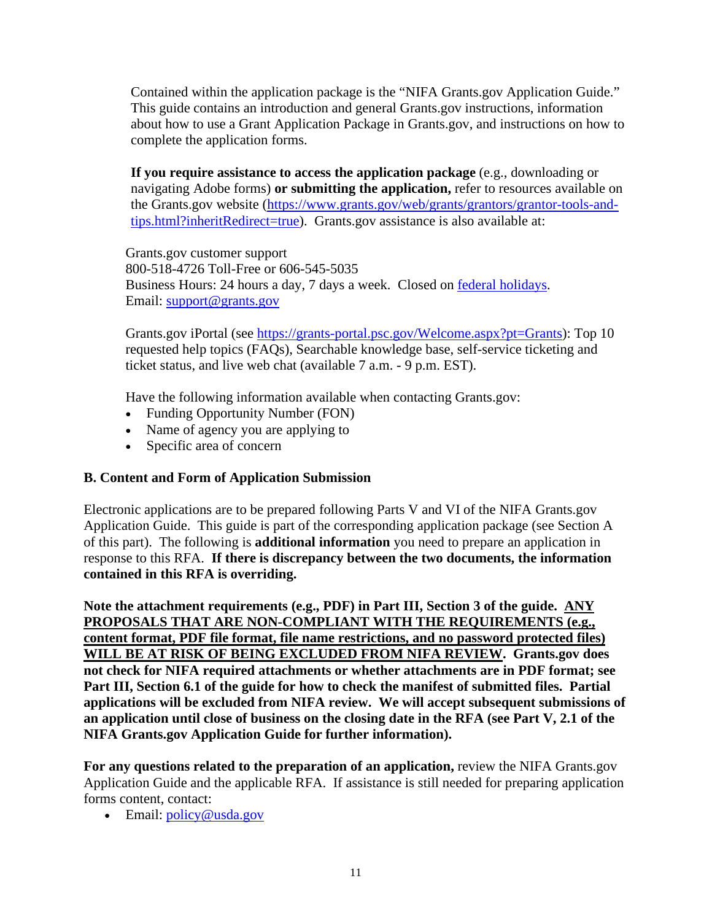Contained within the application package is the "NIFA Grants.gov Application Guide." This guide contains an introduction and general Grants.gov instructions, information about how to use a Grant Application Package in Grants.gov, and instructions on how to complete the application forms.

**If you require assistance to access the application package** (e.g., downloading or navigating Adobe forms) **or submitting the application,** refer to resources available on the Grants.gov website ([https://www.grants.gov/web/grants/grantors/grantor-tools-and-tips.html?inheritRedirect=true](https://www.grants.gov/web/grants/grantors/grantor-tools-and-tips.html?inheritRedirect=true)). Grants.gov assistance is also available at:

Grants.gov customer support
800-518-4726 Toll-Free or 606-545-5035
Business Hours: 24 hours a day, 7 days a week. Closed on federal holidays.
Email: support@grants.gov

Grants.gov iPortal (see [https://grants-portal.psc.gov/Welcome.aspx?pt=Grants](https://grants-portal.psc.gov/Welcome.aspx?pt=Grants)): Top 10 requested help topics (FAQs), Searchable knowledge base, self-service ticketing and ticket status, and live web chat (available 7 a.m. - 9 p.m. EST).

Have the following information available when contacting Grants.gov:

- Funding Opportunity Number (FON)
- Name of agency you are applying to
- Specific area of concern

### B. Content and Form of Application Submission

Electronic applications are to be prepared following Parts V and VI of the NIFA Grants.gov Application Guide. This guide is part of the corresponding application package (see Section A of this part). The following is **additional information** you need to prepare an application in response to this RFA. **If there is discrepancy between the two documents, the information contained in this RFA is overriding.**

**Note the attachment requirements (e.g., PDF) in Part III, Section 3 of the guide. ANY PROPOSALS THAT ARE NON-COMPLIANT WITH THE REQUIREMENTS (e.g., content format, PDF file format, file name restrictions, and no password protected files) WILL BE AT RISK OF BEING EXCLUDED FROM NIFA REVIEW. Grants.gov does not check for NIFA required attachments or whether attachments are in PDF format; see Part III, Section 6.1 of the guide for how to check the manifest of submitted files. Partial applications will be excluded from NIFA review. We will accept subsequent submissions of an application until close of business on the closing date in the RFA (see Part V, 2.1 of the NIFA Grants.gov Application Guide for further information).**

**For any questions related to the preparation of an application,** review the NIFA Grants.gov Application Guide and the applicable RFA. If assistance is still needed for preparing application forms content, contact:

- Email: policy@usda.gov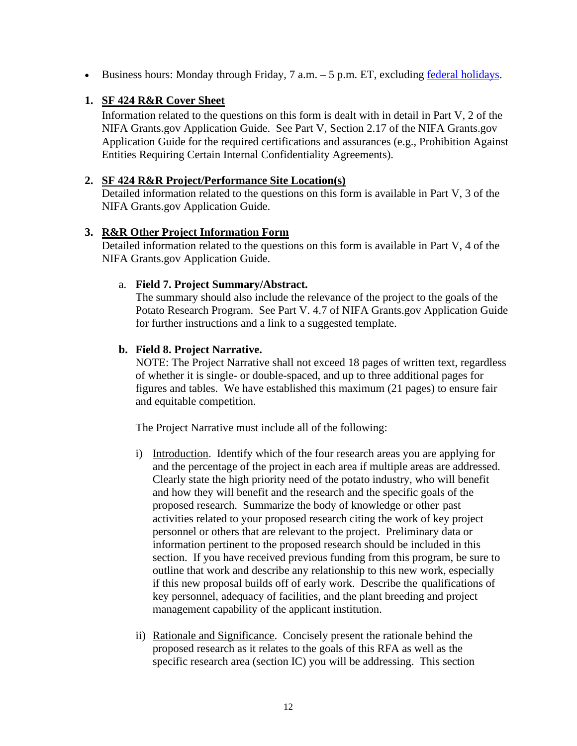- Business hours: Monday through Friday, 7 a.m. – 5 p.m. ET, excluding federal holidays.

1. **SF 424 R&R Cover Sheet**

   Information related to the questions on this form is dealt with in detail in Part V, 2 of the NIFA Grants.gov Application Guide. See Part V, Section 2.17 of the NIFA Grants.gov Application Guide for the required certifications and assurances (e.g., Prohibition Against Entities Requiring Certain Internal Confidentiality Agreements).

2. **SF 424 R&R Project/Performance Site Location(s)**

   Detailed information related to the questions on this form is available in Part V, 3 of the NIFA Grants.gov Application Guide.

3. **R&R Other Project Information Form**

   Detailed information related to the questions on this form is available in Part V, 4 of the NIFA Grants.gov Application Guide.

   a. **Field 7. Project Summary/Abstract.**

      The summary should also include the relevance of the project to the goals of the Potato Research Program. See Part V. 4.7 of NIFA Grants.gov Application Guide for further instructions and a link to a suggested template.

   **b. Field 8. Project Narrative.**

      NOTE: The Project Narrative shall not exceed 18 pages of written text, regardless of whether it is single- or double-spaced, and up to three additional pages for figures and tables. We have established this maximum (21 pages) to ensure fair and equitable competition.

      The Project Narrative must include all of the following:

      i) Introduction. Identify which of the four research areas you are applying for and the percentage of the project in each area if multiple areas are addressed. Clearly state the high priority need of the potato industry, who will benefit and how they will benefit and the research and the specific goals of the proposed research. Summarize the body of knowledge or other past activities related to your proposed research citing the work of key project personnel or others that are relevant to the project. Preliminary data or information pertinent to the proposed research should be included in this section. If you have received previous funding from this program, be sure to outline that work and describe any relationship to this new work, especially if this new proposal builds off of early work. Describe the qualifications of key personnel, adequacy of facilities, and the plant breeding and project management capability of the applicant institution.

      ii) Rationale and Significance. Concisely present the rationale behind the proposed research as it relates to the goals of this RFA as well as the specific research area (section IC) you will be addressing. This section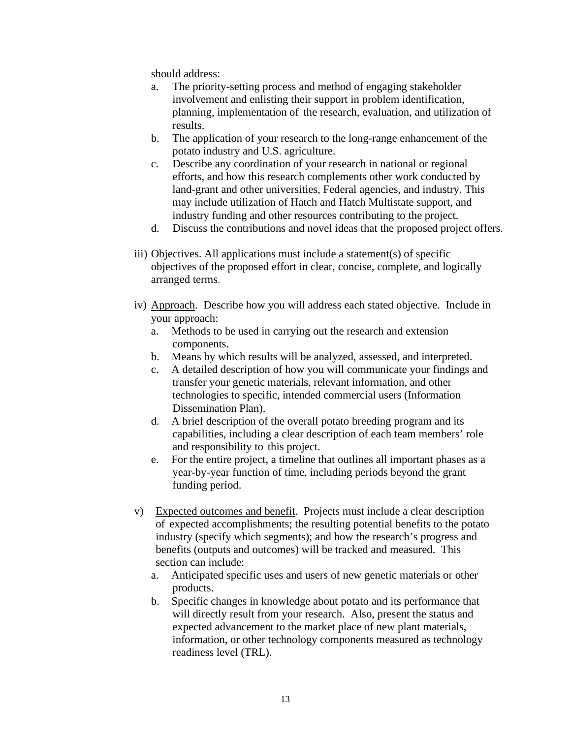should address:

a. The priority-setting process and method of engaging stakeholder involvement and enlisting their support in problem identification, planning, implementation of the research, evaluation, and utilization of results.
b. The application of your research to the long-range enhancement of the potato industry and U.S. agriculture.
c. Describe any coordination of your research in national or regional efforts, and how this research complements other work conducted by land-grant and other universities, Federal agencies, and industry. This may include utilization of Hatch and Hatch Multistate support, and industry funding and other resources contributing to the project.
d. Discuss the contributions and novel ideas that the proposed project offers.

iii) <u>Objectives</u>. All applications must include a statement(s) of specific objectives of the proposed effort in clear, concise, complete, and logically arranged terms.

iv) <u>Approach</u>. Describe how you will address each stated objective. Include in your approach:

a. Methods to be used in carrying out the research and extension components.
b. Means by which results will be analyzed, assessed, and interpreted.
c. A detailed description of how you will communicate your findings and transfer your genetic materials, relevant information, and other technologies to specific, intended commercial users (Information Dissemination Plan).
d. A brief description of the overall potato breeding program and its capabilities, including a clear description of each team members' role and responsibility to this project.
e. For the entire project, a timeline that outlines all important phases as a year-by-year function of time, including periods beyond the grant funding period.

v) <u>Expected outcomes and benefit</u>. Projects must include a clear description of expected accomplishments; the resulting potential benefits to the potato industry (specify which segments); and how the research's progress and benefits (outputs and outcomes) will be tracked and measured. This section can include:

a. Anticipated specific uses and users of new genetic materials or other products.
b. Specific changes in knowledge about potato and its performance that will directly result from your research. Also, present the status and expected advancement to the market place of new plant materials, information, or other technology components measured as technology readiness level (TRL).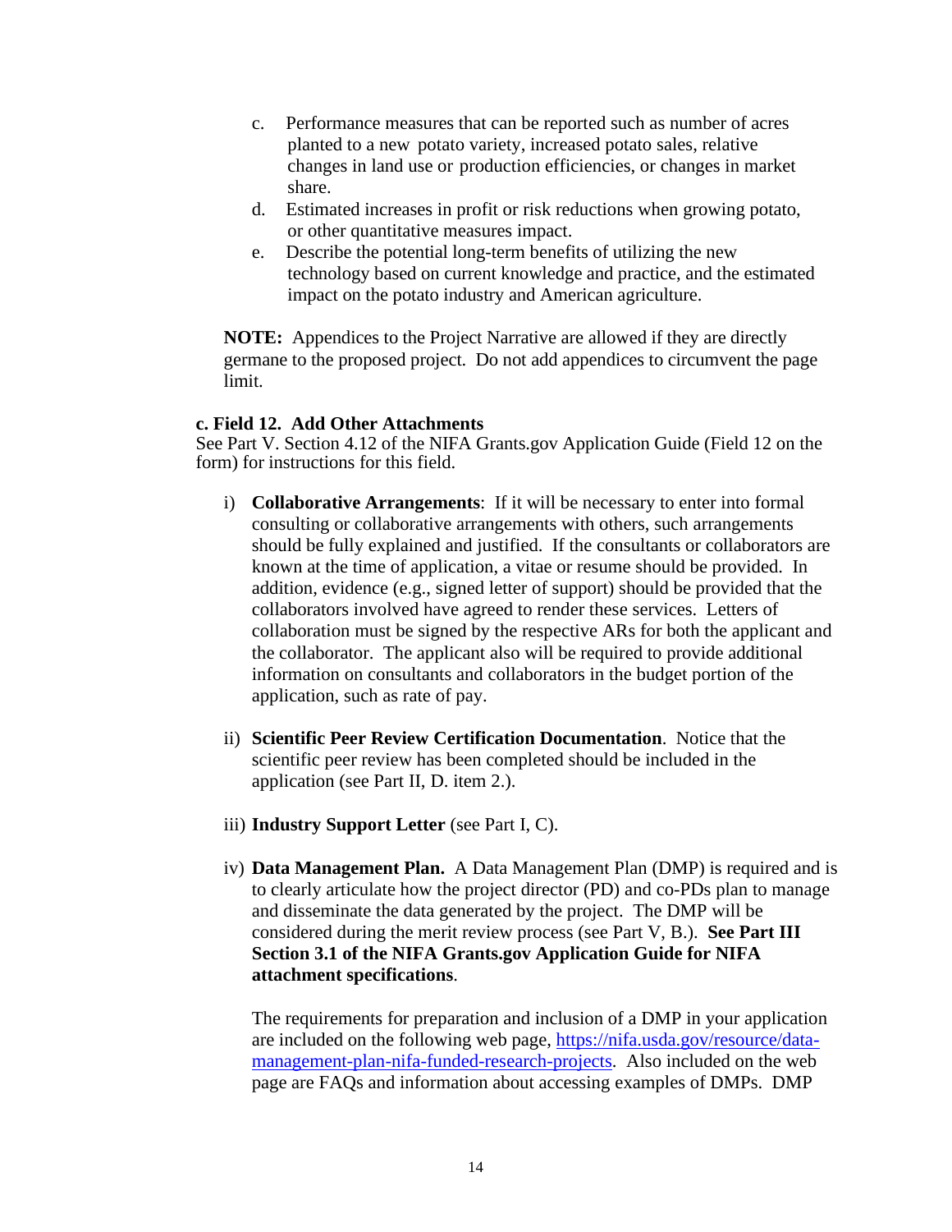c. Performance measures that can be reported such as number of acres planted to a new potato variety, increased potato sales, relative changes in land use or production efficiencies, or changes in market share.

d. Estimated increases in profit or risk reductions when growing potato, or other quantitative measures impact.

e. Describe the potential long-term benefits of utilizing the new technology based on current knowledge and practice, and the estimated impact on the potato industry and American agriculture.

**NOTE:** Appendices to the Project Narrative are allowed if they are directly germane to the proposed project. Do not add appendices to circumvent the page limit.

**c. Field 12. Add Other Attachments**

See Part V. Section 4.12 of the NIFA Grants.gov Application Guide (Field 12 on the form) for instructions for this field.

i) **Collaborative Arrangements**: If it will be necessary to enter into formal consulting or collaborative arrangements with others, such arrangements should be fully explained and justified. If the consultants or collaborators are known at the time of application, a vitae or resume should be provided. In addition, evidence (e.g., signed letter of support) should be provided that the collaborators involved have agreed to render these services. Letters of collaboration must be signed by the respective ARs for both the applicant and the collaborator. The applicant also will be required to provide additional information on consultants and collaborators in the budget portion of the application, such as rate of pay.

ii) **Scientific Peer Review Certification Documentation**. Notice that the scientific peer review has been completed should be included in the application (see Part II, D. item 2.).

iii) **Industry Support Letter** (see Part I, C).

iv) **Data Management Plan.** A Data Management Plan (DMP) is required and is to clearly articulate how the project director (PD) and co-PDs plan to manage and disseminate the data generated by the project. The DMP will be considered during the merit review process (see Part V, B.). **See Part III Section 3.1 of the NIFA Grants.gov Application Guide for NIFA attachment specifications**.

The requirements for preparation and inclusion of a DMP in your application are included on the following web page, [https://nifa.usda.gov/resource/data-management-plan-nifa-funded-research-projects](https://nifa.usda.gov/resource/data-management-plan-nifa-funded-research-projects). Also included on the web page are FAQs and information about accessing examples of DMPs. DMP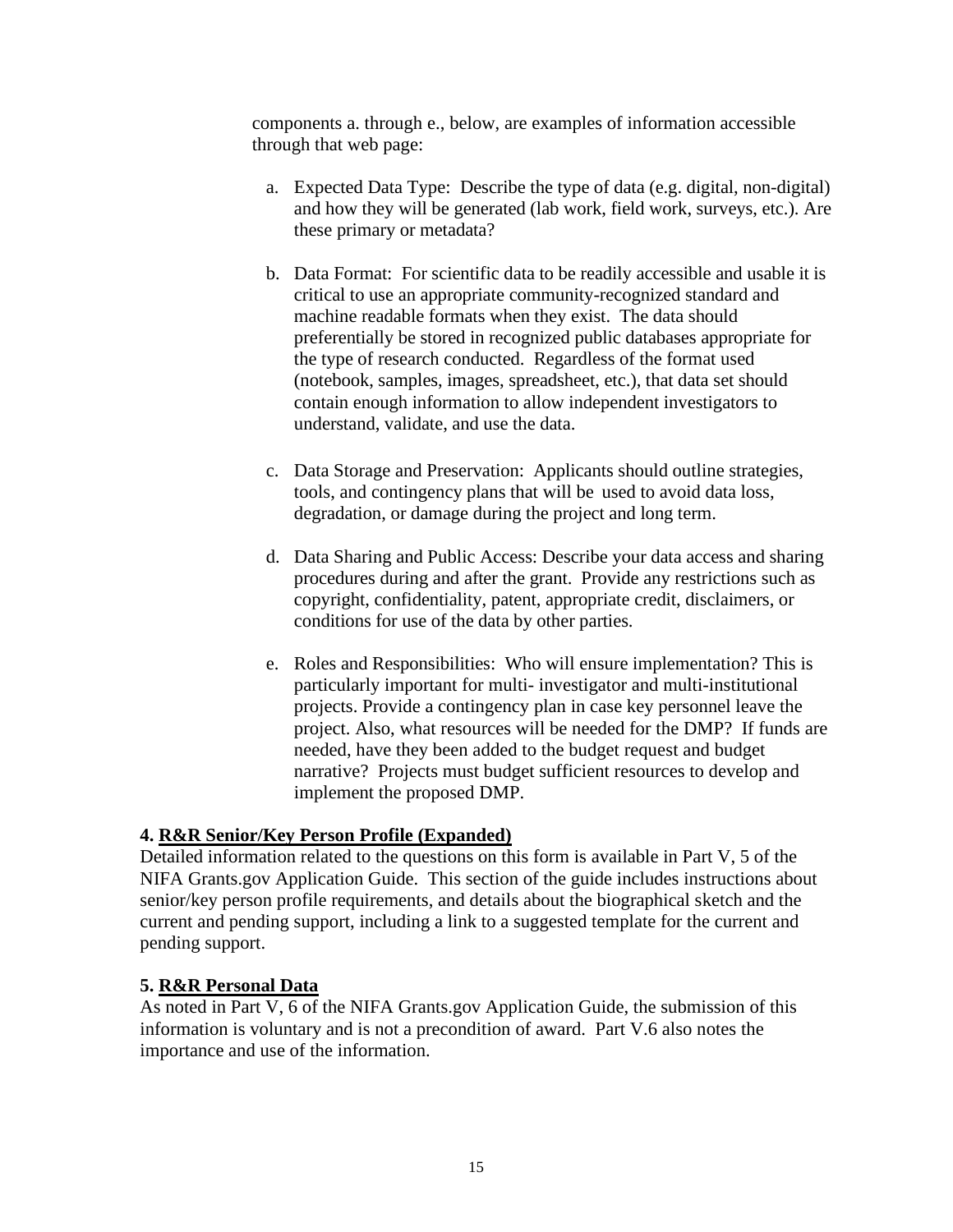components a. through e., below, are examples of information accessible through that web page:

a. Expected Data Type: Describe the type of data (e.g. digital, non-digital) and how they will be generated (lab work, field work, surveys, etc.). Are these primary or metadata?

b. Data Format: For scientific data to be readily accessible and usable it is critical to use an appropriate community-recognized standard and machine readable formats when they exist. The data should preferentially be stored in recognized public databases appropriate for the type of research conducted. Regardless of the format used (notebook, samples, images, spreadsheet, etc.), that data set should contain enough information to allow independent investigators to understand, validate, and use the data.

c. Data Storage and Preservation: Applicants should outline strategies, tools, and contingency plans that will be used to avoid data loss, degradation, or damage during the project and long term.

d. Data Sharing and Public Access: Describe your data access and sharing procedures during and after the grant. Provide any restrictions such as copyright, confidentiality, patent, appropriate credit, disclaimers, or conditions for use of the data by other parties.

e. Roles and Responsibilities: Who will ensure implementation? This is particularly important for multi- investigator and multi-institutional projects. Provide a contingency plan in case key personnel leave the project. Also, what resources will be needed for the DMP? If funds are needed, have they been added to the budget request and budget narrative? Projects must budget sufficient resources to develop and implement the proposed DMP.

**4. R&R Senior/Key Person Profile (Expanded)**

Detailed information related to the questions on this form is available in Part V, 5 of the NIFA Grants.gov Application Guide. This section of the guide includes instructions about senior/key person profile requirements, and details about the biographical sketch and the current and pending support, including a link to a suggested template for the current and pending support.

**5. R&R Personal Data**

As noted in Part V, 6 of the NIFA Grants.gov Application Guide, the submission of this information is voluntary and is not a precondition of award. Part V.6 also notes the importance and use of the information.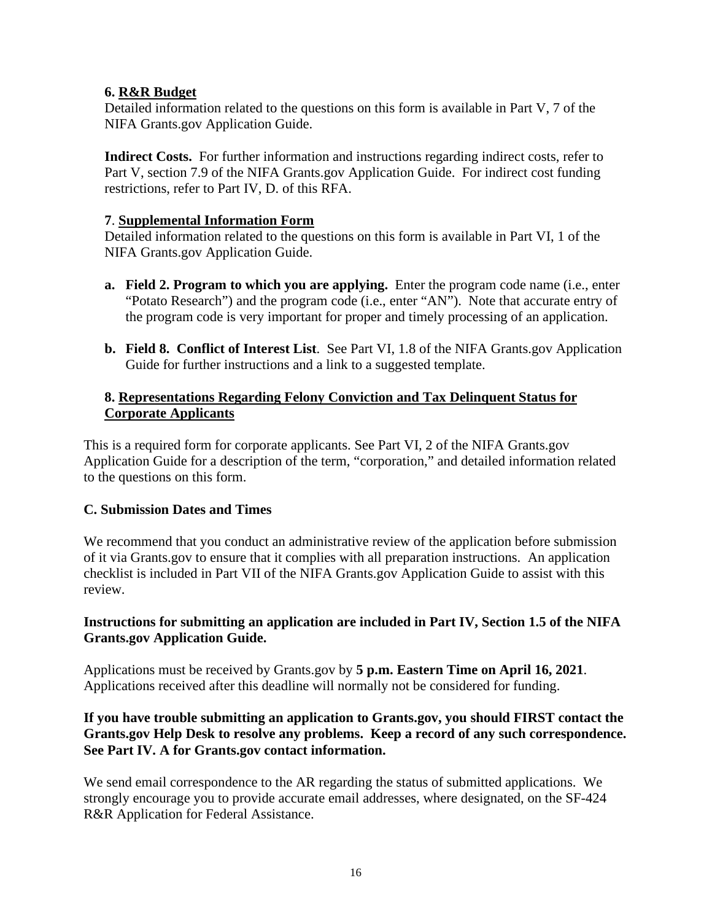### 6. R&R Budget

Detailed information related to the questions on this form is available in Part V, 7 of the NIFA Grants.gov Application Guide.

**Indirect Costs.** For further information and instructions regarding indirect costs, refer to Part V, section 7.9 of the NIFA Grants.gov Application Guide. For indirect cost funding restrictions, refer to Part IV, D. of this RFA.

### 7. Supplemental Information Form

Detailed information related to the questions on this form is available in Part VI, 1 of the NIFA Grants.gov Application Guide.

- **a. Field 2. Program to which you are applying.** Enter the program code name (i.e., enter "Potato Research") and the program code (i.e., enter "AN"). Note that accurate entry of the program code is very important for proper and timely processing of an application.
- **b. Field 8. Conflict of Interest List**. See Part VI, 1.8 of the NIFA Grants.gov Application Guide for further instructions and a link to a suggested template.

### 8. Representations Regarding Felony Conviction and Tax Delinquent Status for Corporate Applicants

This is a required form for corporate applicants. See Part VI, 2 of the NIFA Grants.gov Application Guide for a description of the term, "corporation," and detailed information related to the questions on this form.

## C. Submission Dates and Times

We recommend that you conduct an administrative review of the application before submission of it via Grants.gov to ensure that it complies with all preparation instructions. An application checklist is included in Part VII of the NIFA Grants.gov Application Guide to assist with this review.

**Instructions for submitting an application are included in Part IV, Section 1.5 of the NIFA Grants.gov Application Guide.**

Applications must be received by Grants.gov by **5 p.m. Eastern Time on April 16, 2021**. Applications received after this deadline will normally not be considered for funding.

**If you have trouble submitting an application to Grants.gov, you should FIRST contact the Grants.gov Help Desk to resolve any problems. Keep a record of any such correspondence. See Part IV. A for Grants.gov contact information.**

We send email correspondence to the AR regarding the status of submitted applications. We strongly encourage you to provide accurate email addresses, where designated, on the SF-424 R&R Application for Federal Assistance.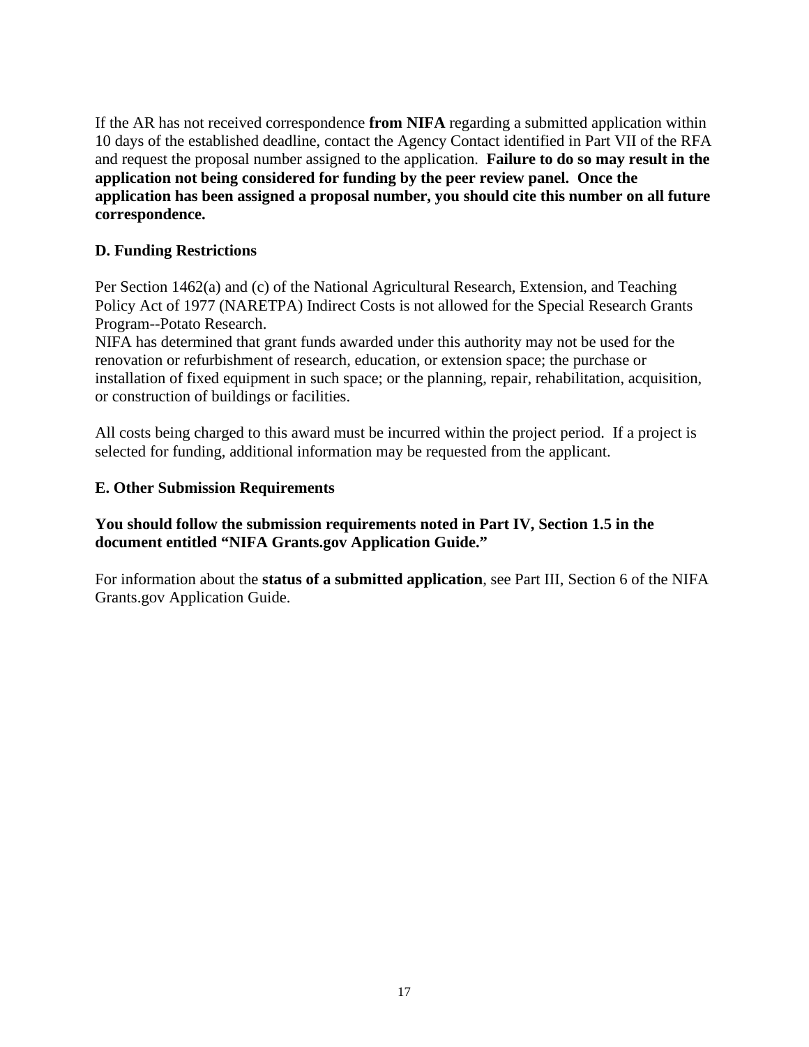If the AR has not received correspondence **from NIFA** regarding a submitted application within 10 days of the established deadline, contact the Agency Contact identified in Part VII of the RFA and request the proposal number assigned to the application. **Failure to do so may result in the application not being considered for funding by the peer review panel. Once the application has been assigned a proposal number, you should cite this number on all future correspondence.**

### D. Funding Restrictions

Per Section 1462(a) and (c) of the National Agricultural Research, Extension, and Teaching Policy Act of 1977 (NARETPA) Indirect Costs is not allowed for the Special Research Grants Program--Potato Research.
NIFA has determined that grant funds awarded under this authority may not be used for the renovation or refurbishment of research, education, or extension space; the purchase or installation of fixed equipment in such space; or the planning, repair, rehabilitation, acquisition, or construction of buildings or facilities.

All costs being charged to this award must be incurred within the project period. If a project is selected for funding, additional information may be requested from the applicant.

### E. Other Submission Requirements

**You should follow the submission requirements noted in Part IV, Section 1.5 in the document entitled "NIFA Grants.gov Application Guide."**

For information about the **status of a submitted application**, see Part III, Section 6 of the NIFA Grants.gov Application Guide.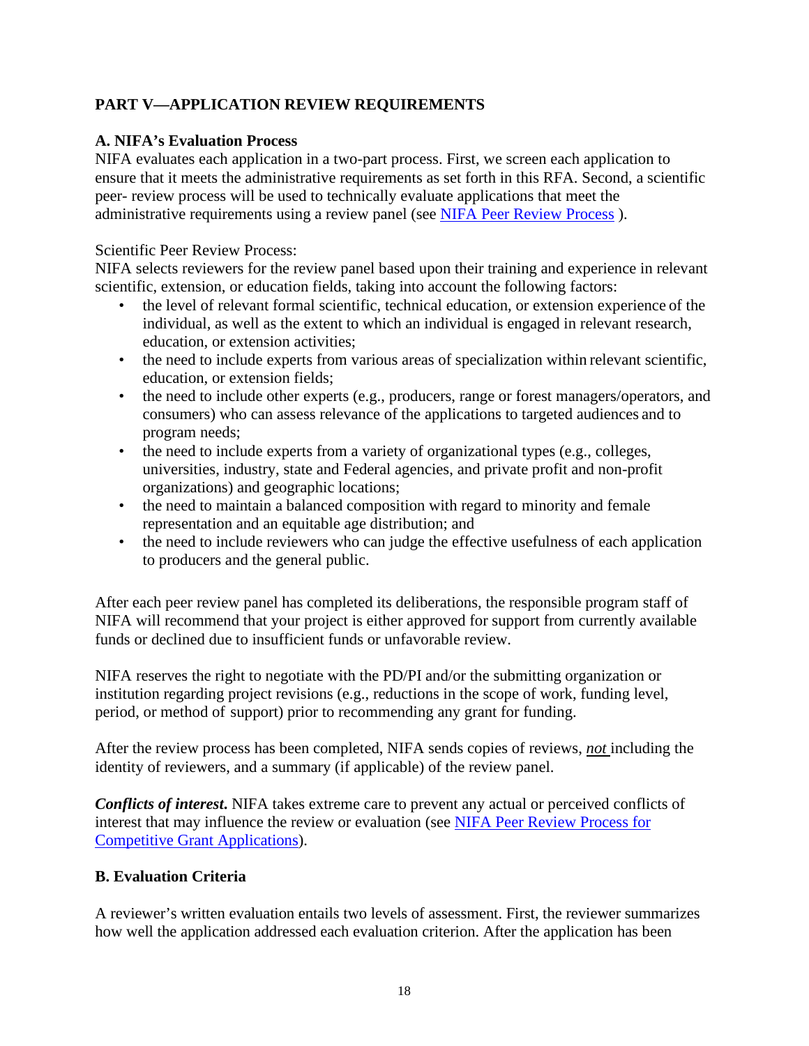## PART V—APPLICATION REVIEW REQUIREMENTS

### A. NIFA's Evaluation Process

NIFA evaluates each application in a two-part process. First, we screen each application to ensure that it meets the administrative requirements as set forth in this RFA. Second, a scientific peer- review process will be used to technically evaluate applications that meet the administrative requirements using a review panel (see [NIFA Peer Review Process](#) ).

Scientific Peer Review Process:

NIFA selects reviewers for the review panel based upon their training and experience in relevant scientific, extension, or education fields, taking into account the following factors:

- the level of relevant formal scientific, technical education, or extension experience of the individual, as well as the extent to which an individual is engaged in relevant research, education, or extension activities;
- the need to include experts from various areas of specialization within relevant scientific, education, or extension fields;
- the need to include other experts (e.g., producers, range or forest managers/operators, and consumers) who can assess relevance of the applications to targeted audiences and to program needs;
- the need to include experts from a variety of organizational types (e.g., colleges, universities, industry, state and Federal agencies, and private profit and non-profit organizations) and geographic locations;
- the need to maintain a balanced composition with regard to minority and female representation and an equitable age distribution; and
- the need to include reviewers who can judge the effective usefulness of each application to producers and the general public.

After each peer review panel has completed its deliberations, the responsible program staff of NIFA will recommend that your project is either approved for support from currently available funds or declined due to insufficient funds or unfavorable review.

NIFA reserves the right to negotiate with the PD/PI and/or the submitting organization or institution regarding project revisions (e.g., reductions in the scope of work, funding level, period, or method of support) prior to recommending any grant for funding.

After the review process has been completed, NIFA sends copies of reviews, ***not*** including the identity of reviewers, and a summary (if applicable) of the review panel.

***Conflicts of interest.*** NIFA takes extreme care to prevent any actual or perceived conflicts of interest that may influence the review or evaluation (see [NIFA Peer Review Process for Competitive Grant Applications](#)).

### B. Evaluation Criteria

A reviewer's written evaluation entails two levels of assessment. First, the reviewer summarizes how well the application addressed each evaluation criterion. After the application has been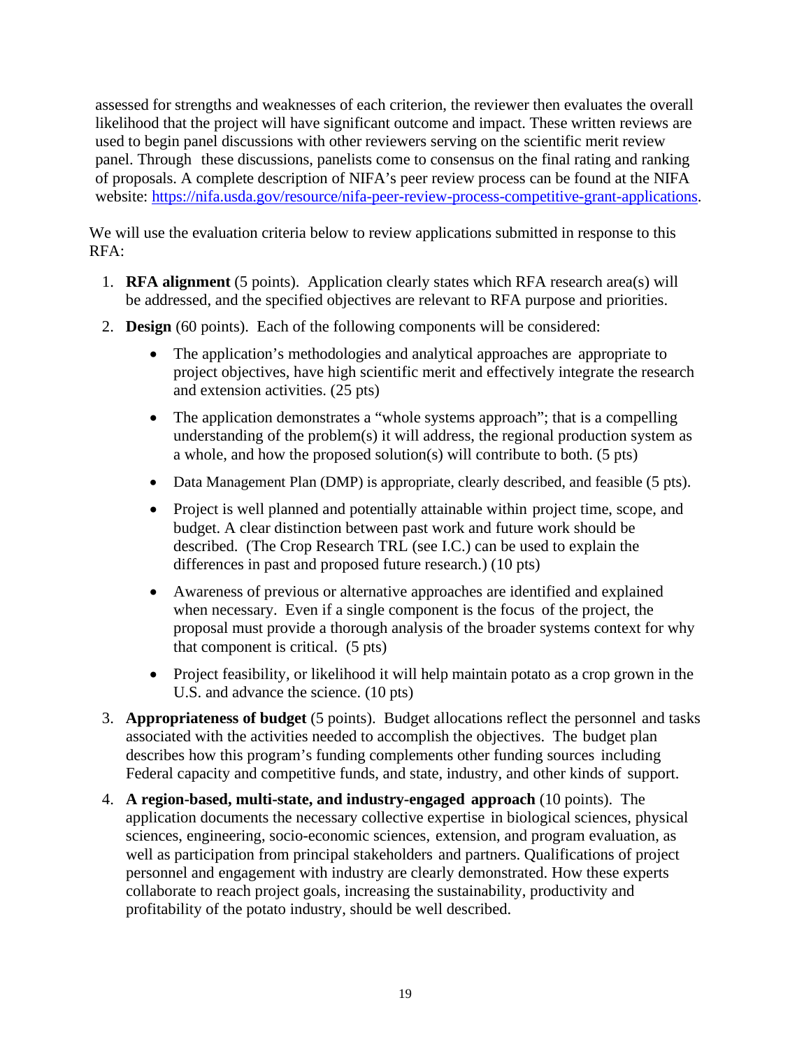assessed for strengths and weaknesses of each criterion, the reviewer then evaluates the overall likelihood that the project will have significant outcome and impact. These written reviews are used to begin panel discussions with other reviewers serving on the scientific merit review panel. Through these discussions, panelists come to consensus on the final rating and ranking of proposals. A complete description of NIFA's peer review process can be found at the NIFA website: https://nifa.usda.gov/resource/nifa-peer-review-process-competitive-grant-applications.

We will use the evaluation criteria below to review applications submitted in response to this RFA:

1. **RFA alignment** (5 points). Application clearly states which RFA research area(s) will be addressed, and the specified objectives are relevant to RFA purpose and priorities.
2. **Design** (60 points). Each of the following components will be considered:
   - The application's methodologies and analytical approaches are appropriate to project objectives, have high scientific merit and effectively integrate the research and extension activities. (25 pts)
   - The application demonstrates a "whole systems approach"; that is a compelling understanding of the problem(s) it will address, the regional production system as a whole, and how the proposed solution(s) will contribute to both. (5 pts)
   - Data Management Plan (DMP) is appropriate, clearly described, and feasible (5 pts).
   - Project is well planned and potentially attainable within project time, scope, and budget. A clear distinction between past work and future work should be described. (The Crop Research TRL (see I.C.) can be used to explain the differences in past and proposed future research.) (10 pts)
   - Awareness of previous or alternative approaches are identified and explained when necessary. Even if a single component is the focus of the project, the proposal must provide a thorough analysis of the broader systems context for why that component is critical. (5 pts)
   - Project feasibility, or likelihood it will help maintain potato as a crop grown in the U.S. and advance the science. (10 pts)
3. **Appropriateness of budget** (5 points). Budget allocations reflect the personnel and tasks associated with the activities needed to accomplish the objectives. The budget plan describes how this program's funding complements other funding sources including Federal capacity and competitive funds, and state, industry, and other kinds of support.
4. **A region-based, multi-state, and industry-engaged approach** (10 points). The application documents the necessary collective expertise in biological sciences, physical sciences, engineering, socio-economic sciences, extension, and program evaluation, as well as participation from principal stakeholders and partners. Qualifications of project personnel and engagement with industry are clearly demonstrated. How these experts collaborate to reach project goals, increasing the sustainability, productivity and profitability of the potato industry, should be well described.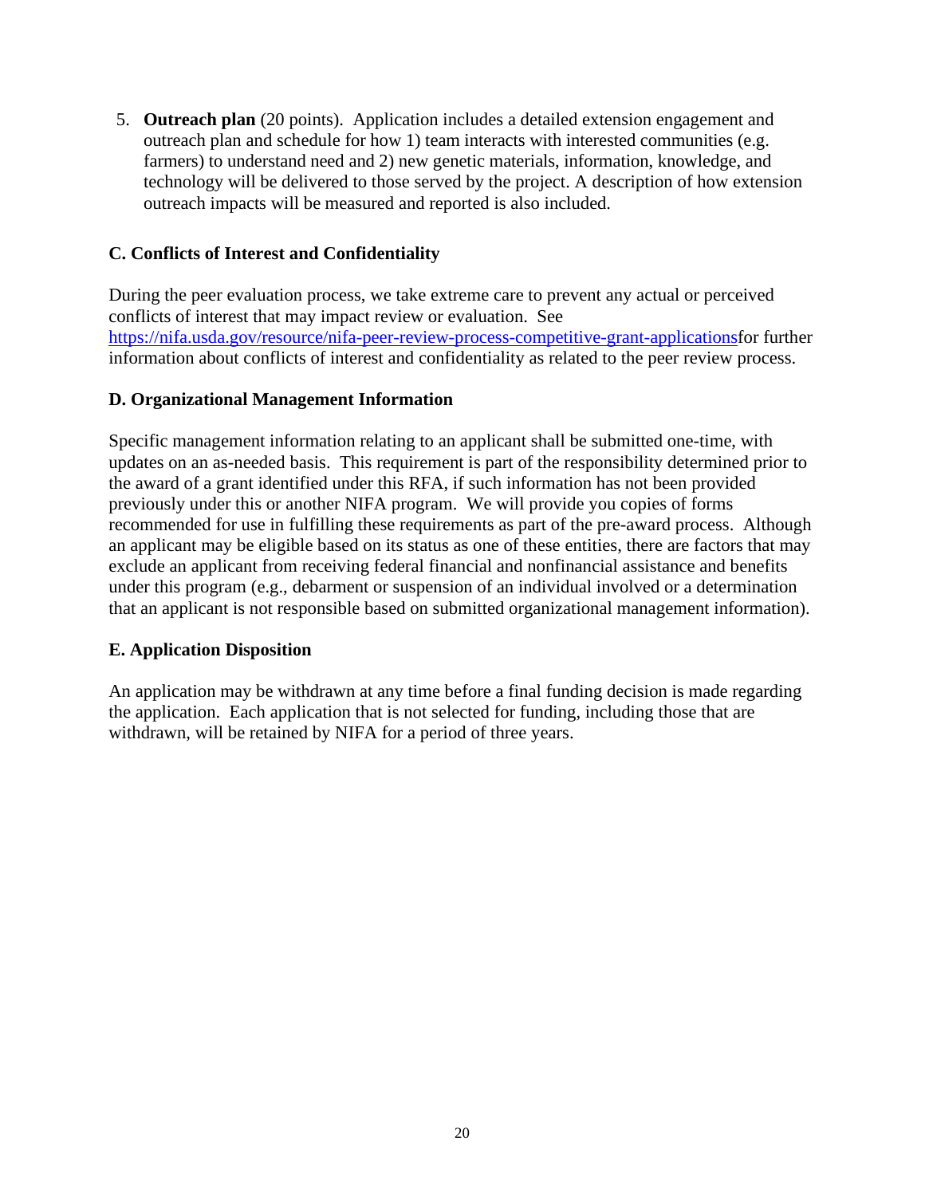5. **Outreach plan** (20 points). Application includes a detailed extension engagement and outreach plan and schedule for how 1) team interacts with interested communities (e.g. farmers) to understand need and 2) new genetic materials, information, knowledge, and technology will be delivered to those served by the project. A description of how extension outreach impacts will be measured and reported is also included.

### C. Conflicts of Interest and Confidentiality

During the peer evaluation process, we take extreme care to prevent any actual or perceived conflicts of interest that may impact review or evaluation. See https://nifa.usda.gov/resource/nifa-peer-review-process-competitive-grant-applicationsfor further information about conflicts of interest and confidentiality as related to the peer review process.

### D. Organizational Management Information

Specific management information relating to an applicant shall be submitted one-time, with updates on an as-needed basis. This requirement is part of the responsibility determined prior to the award of a grant identified under this RFA, if such information has not been provided previously under this or another NIFA program. We will provide you copies of forms recommended for use in fulfilling these requirements as part of the pre-award process. Although an applicant may be eligible based on its status as one of these entities, there are factors that may exclude an applicant from receiving federal financial and nonfinancial assistance and benefits under this program (e.g., debarment or suspension of an individual involved or a determination that an applicant is not responsible based on submitted organizational management information).

### E. Application Disposition

An application may be withdrawn at any time before a final funding decision is made regarding the application. Each application that is not selected for funding, including those that are withdrawn, will be retained by NIFA for a period of three years.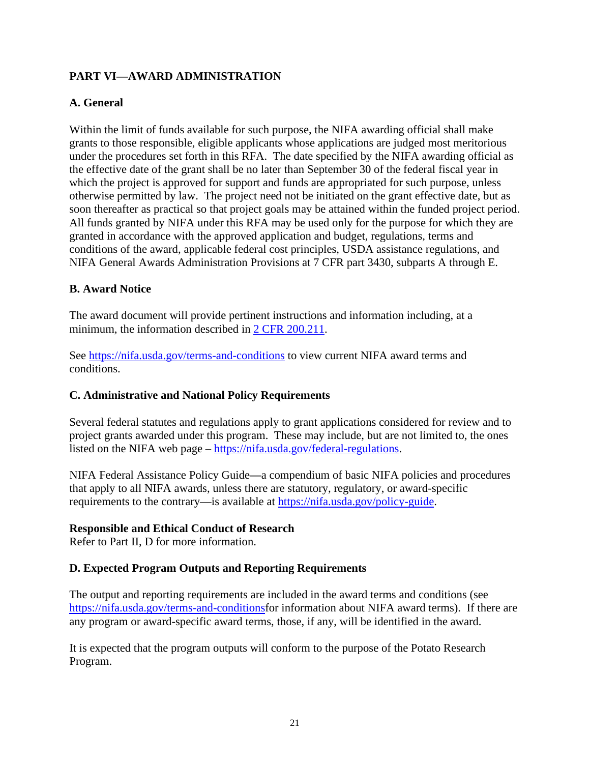## PART VI—AWARD ADMINISTRATION

### A. General

Within the limit of funds available for such purpose, the NIFA awarding official shall make grants to those responsible, eligible applicants whose applications are judged most meritorious under the procedures set forth in this RFA. The date specified by the NIFA awarding official as the effective date of the grant shall be no later than September 30 of the federal fiscal year in which the project is approved for support and funds are appropriated for such purpose, unless otherwise permitted by law. The project need not be initiated on the grant effective date, but as soon thereafter as practical so that project goals may be attained within the funded project period. All funds granted by NIFA under this RFA may be used only for the purpose for which they are granted in accordance with the approved application and budget, regulations, terms and conditions of the award, applicable federal cost principles, USDA assistance regulations, and NIFA General Awards Administration Provisions at 7 CFR part 3430, subparts A through E.

### B. Award Notice

The award document will provide pertinent instructions and information including, at a minimum, the information described in [2 CFR 200.211](https://www.ecfr.gov/current/title-2/section-200.211).

See [https://nifa.usda.gov/terms-and-conditions](https://nifa.usda.gov/terms-and-conditions) to view current NIFA award terms and conditions.

### C. Administrative and National Policy Requirements

Several federal statutes and regulations apply to grant applications considered for review and to project grants awarded under this program. These may include, but are not limited to, the ones listed on the NIFA web page – [https://nifa.usda.gov/federal-regulations](https://nifa.usda.gov/federal-regulations).

NIFA Federal Assistance Policy Guide—a compendium of basic NIFA policies and procedures that apply to all NIFA awards, unless there are statutory, regulatory, or award-specific requirements to the contrary—is available at [https://nifa.usda.gov/policy-guide](https://nifa.usda.gov/policy-guide).

**Responsible and Ethical Conduct of Research**
Refer to Part II, D for more information.

### D. Expected Program Outputs and Reporting Requirements

The output and reporting requirements are included in the award terms and conditions (see [https://nifa.usda.gov/terms-and-conditions](https://nifa.usda.gov/terms-and-conditions)for information about NIFA award terms). If there are any program or award-specific award terms, those, if any, will be identified in the award.

It is expected that the program outputs will conform to the purpose of the Potato Research Program.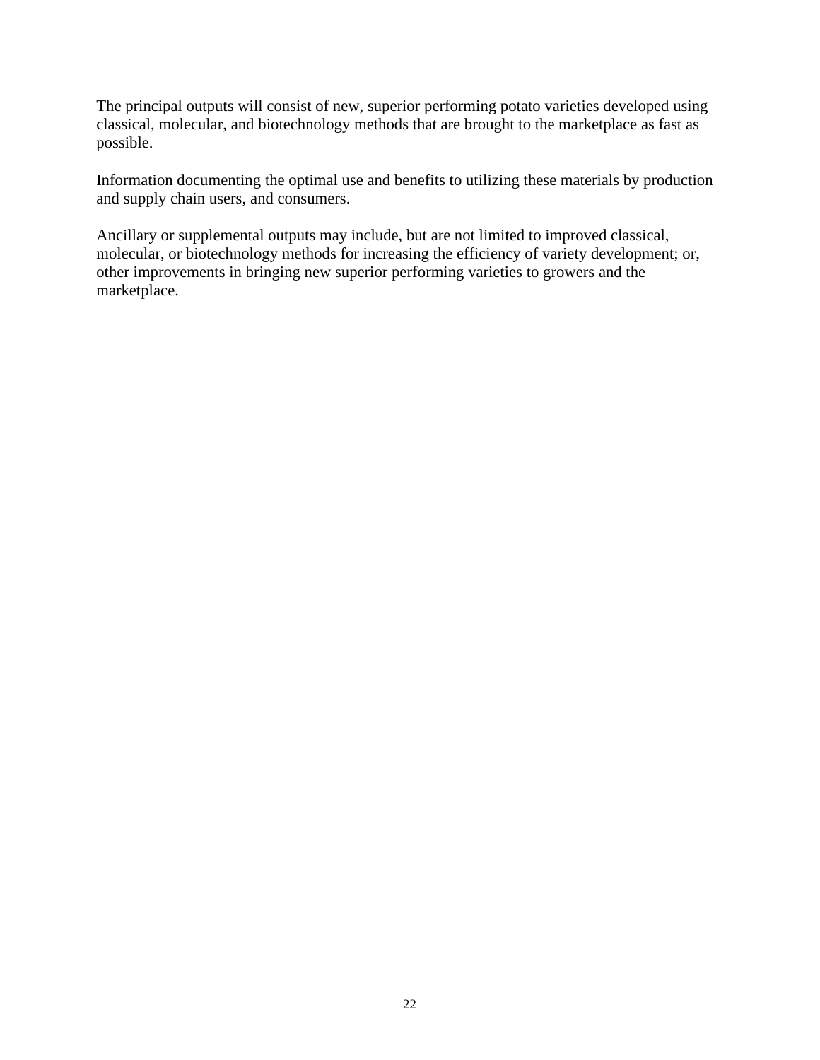The principal outputs will consist of new, superior performing potato varieties developed using classical, molecular, and biotechnology methods that are brought to the marketplace as fast as possible.

Information documenting the optimal use and benefits to utilizing these materials by production and supply chain users, and consumers.

Ancillary or supplemental outputs may include, but are not limited to improved classical, molecular, or biotechnology methods for increasing the efficiency of variety development; or, other improvements in bringing new superior performing varieties to growers and the marketplace.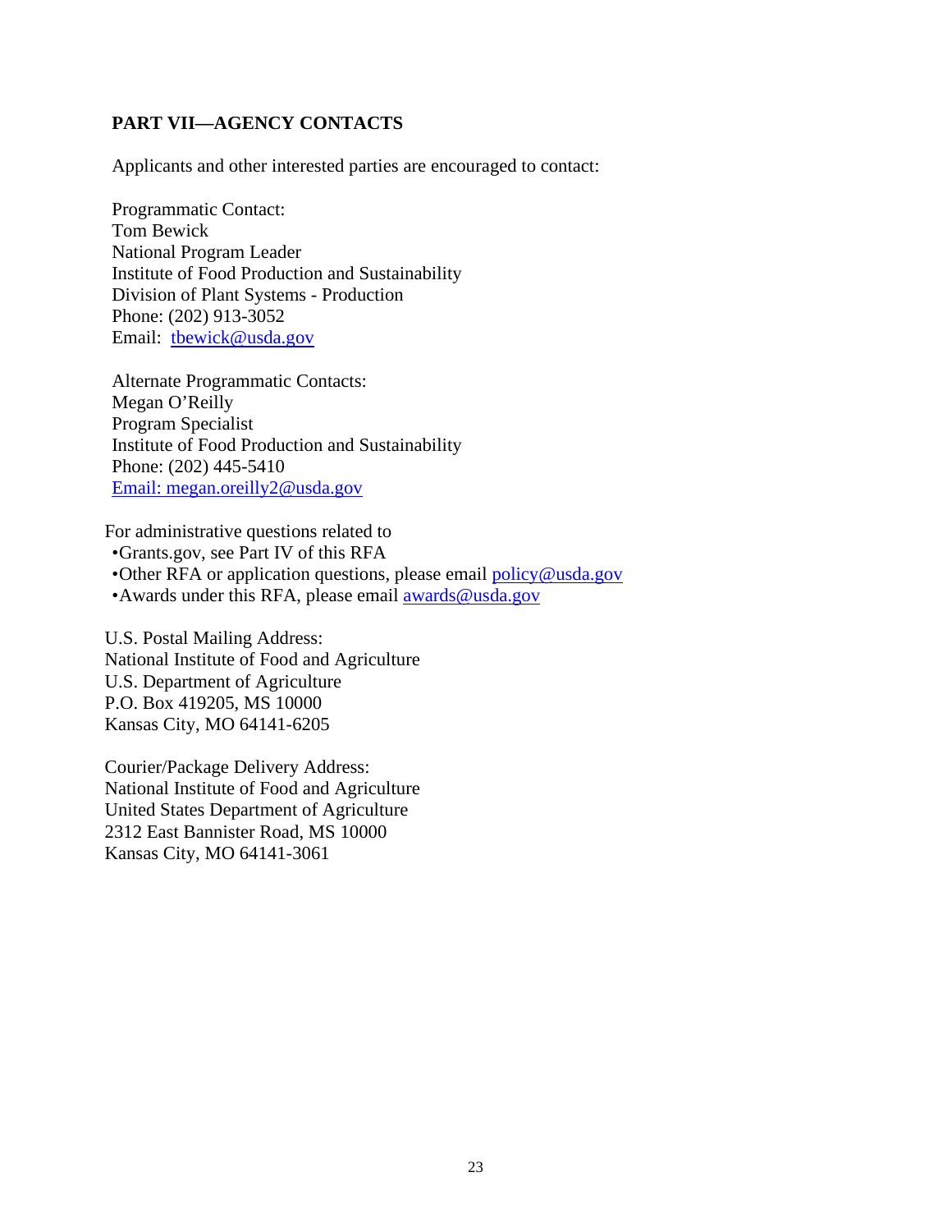## PART VII—AGENCY CONTACTS

Applicants and other interested parties are encouraged to contact:

Programmatic Contact:
Tom Bewick
National Program Leader
Institute of Food Production and Sustainability
Division of Plant Systems - Production
Phone: (202) 913-3052
Email: tbewick@usda.gov

Alternate Programmatic Contacts:
Megan O'Reilly
Program Specialist
Institute of Food Production and Sustainability
Phone: (202) 445-5410
Email: megan.oreilly2@usda.gov

For administrative questions related to

- Grants.gov, see Part IV of this RFA
- Other RFA or application questions, please email policy@usda.gov
- Awards under this RFA, please email awards@usda.gov

U.S. Postal Mailing Address:
National Institute of Food and Agriculture
U.S. Department of Agriculture
P.O. Box 419205, MS 10000
Kansas City, MO 64141-6205

Courier/Package Delivery Address:
National Institute of Food and Agriculture
United States Department of Agriculture
2312 East Bannister Road, MS 10000
Kansas City, MO 64141-3061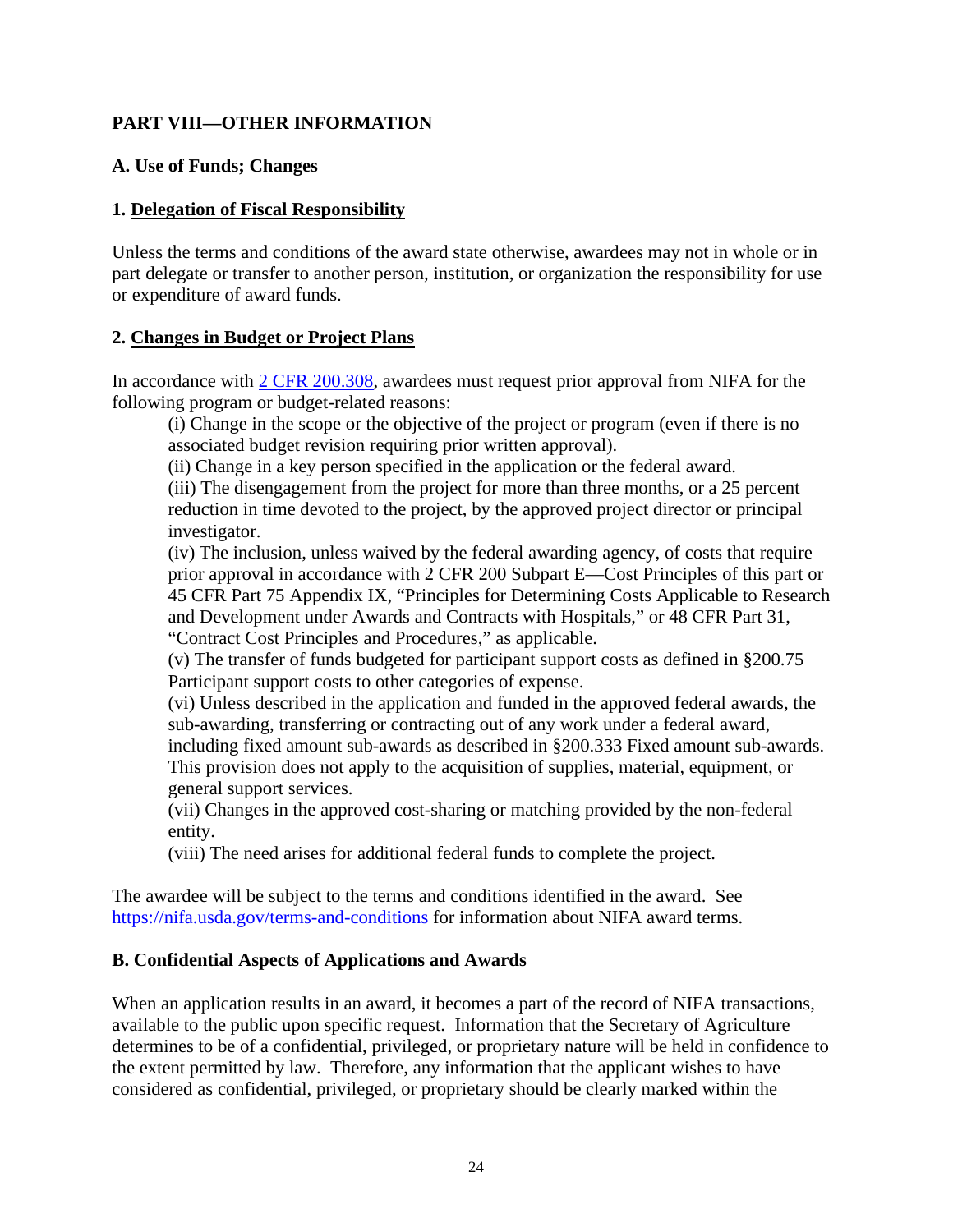## PART VIII—OTHER INFORMATION

### A. Use of Funds; Changes

#### 1. Delegation of Fiscal Responsibility

Unless the terms and conditions of the award state otherwise, awardees may not in whole or in part delegate or transfer to another person, institution, or organization the responsibility for use or expenditure of award funds.

#### 2. Changes in Budget or Project Plans

In accordance with [2 CFR 200.308](https://www.ecfr.gov/current/title-2/section-200.308), awardees must request prior approval from NIFA for the following program or budget-related reasons:

> (i) Change in the scope or the objective of the project or program (even if there is no associated budget revision requiring prior written approval).
>
> (ii) Change in a key person specified in the application or the federal award.
>
> (iii) The disengagement from the project for more than three months, or a 25 percent reduction in time devoted to the project, by the approved project director or principal investigator.
>
> (iv) The inclusion, unless waived by the federal awarding agency, of costs that require prior approval in accordance with 2 CFR 200 Subpart E—Cost Principles of this part or 45 CFR Part 75 Appendix IX, "Principles for Determining Costs Applicable to Research and Development under Awards and Contracts with Hospitals," or 48 CFR Part 31, "Contract Cost Principles and Procedures," as applicable.
>
> (v) The transfer of funds budgeted for participant support costs as defined in §200.75 Participant support costs to other categories of expense.
>
> (vi) Unless described in the application and funded in the approved federal awards, the sub-awarding, transferring or contracting out of any work under a federal award, including fixed amount sub-awards as described in §200.333 Fixed amount sub-awards. This provision does not apply to the acquisition of supplies, material, equipment, or general support services.
>
> (vii) Changes in the approved cost-sharing or matching provided by the non-federal entity.
>
> (viii) The need arises for additional federal funds to complete the project.

The awardee will be subject to the terms and conditions identified in the award. See [https://nifa.usda.gov/terms-and-conditions](https://nifa.usda.gov/terms-and-conditions) for information about NIFA award terms.

### B. Confidential Aspects of Applications and Awards

When an application results in an award, it becomes a part of the record of NIFA transactions, available to the public upon specific request. Information that the Secretary of Agriculture determines to be of a confidential, privileged, or proprietary nature will be held in confidence to the extent permitted by law. Therefore, any information that the applicant wishes to have considered as confidential, privileged, or proprietary should be clearly marked within the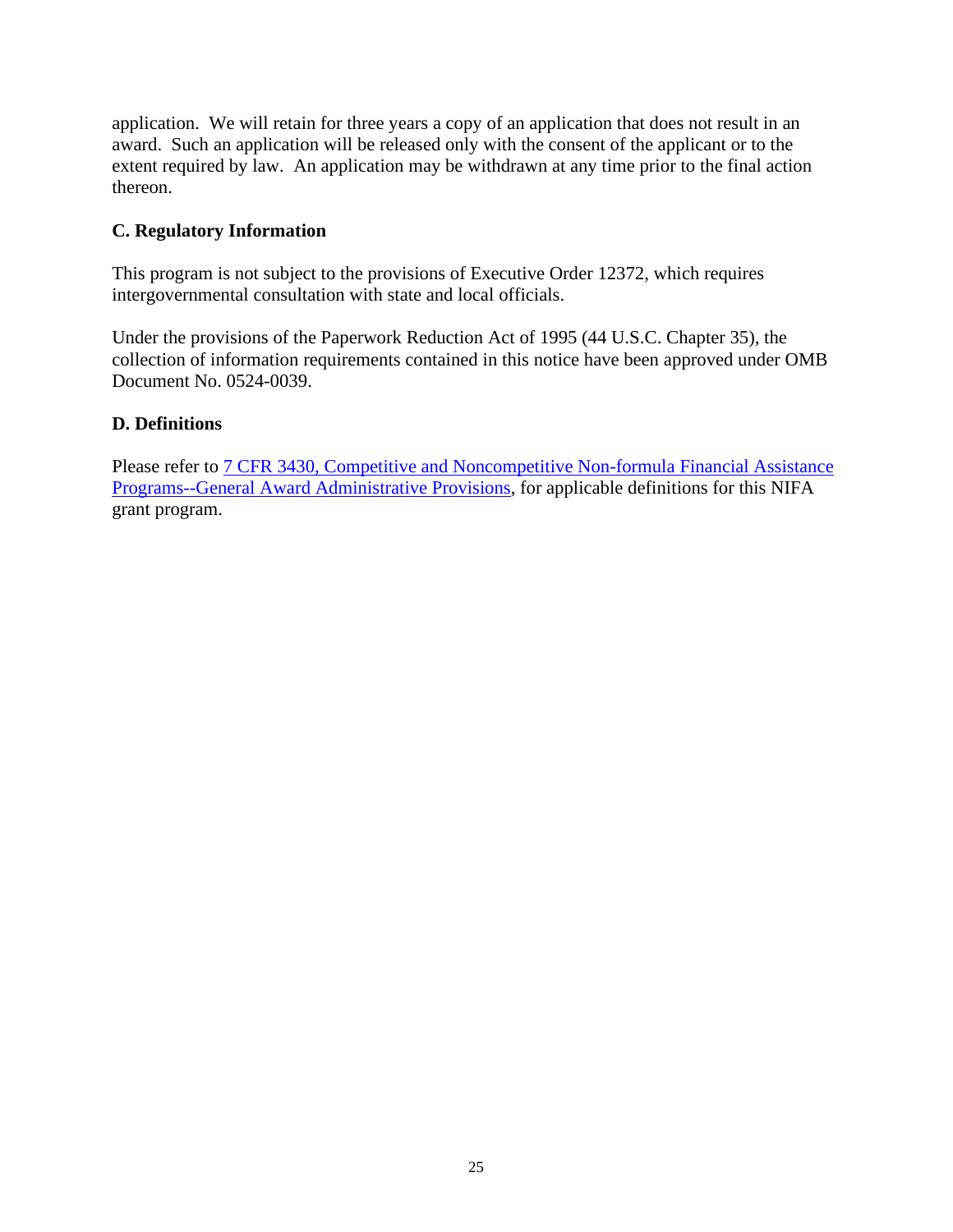application. We will retain for three years a copy of an application that does not result in an award. Such an application will be released only with the consent of the applicant or to the extent required by law. An application may be withdrawn at any time prior to the final action thereon.

### C. Regulatory Information

This program is not subject to the provisions of Executive Order 12372, which requires intergovernmental consultation with state and local officials.

Under the provisions of the Paperwork Reduction Act of 1995 (44 U.S.C. Chapter 35), the collection of information requirements contained in this notice have been approved under OMB Document No. 0524-0039.

### D. Definitions

Please refer to 7 CFR 3430, Competitive and Noncompetitive Non-formula Financial Assistance Programs--General Award Administrative Provisions, for applicable definitions for this NIFA grant program.